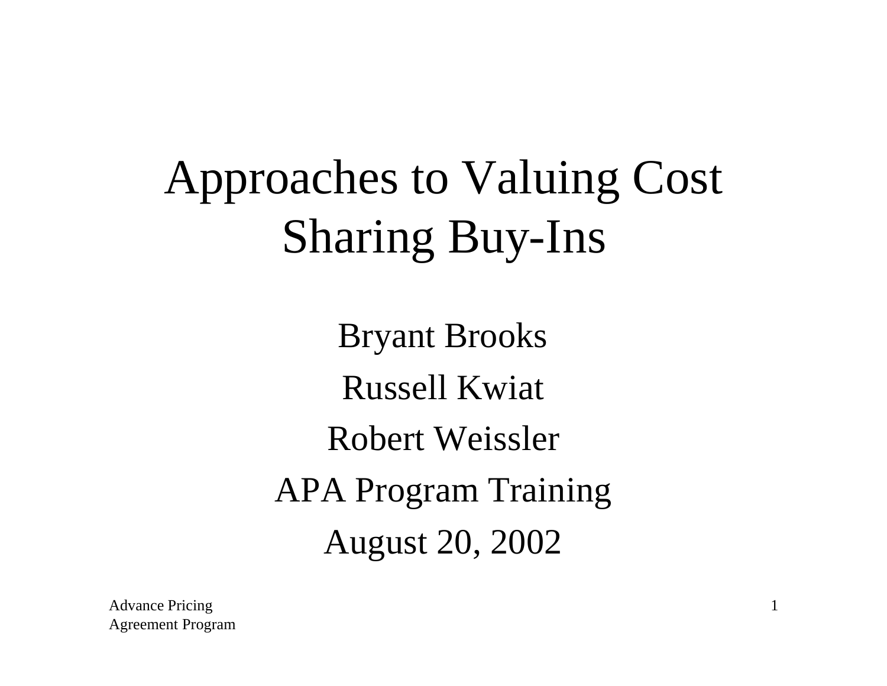# Approaches to Valuing Cost Sharing Buy-Ins

Bryant Brooks

Russell Kwiat

Robert Weissler

APA Program Training

August 20, 2002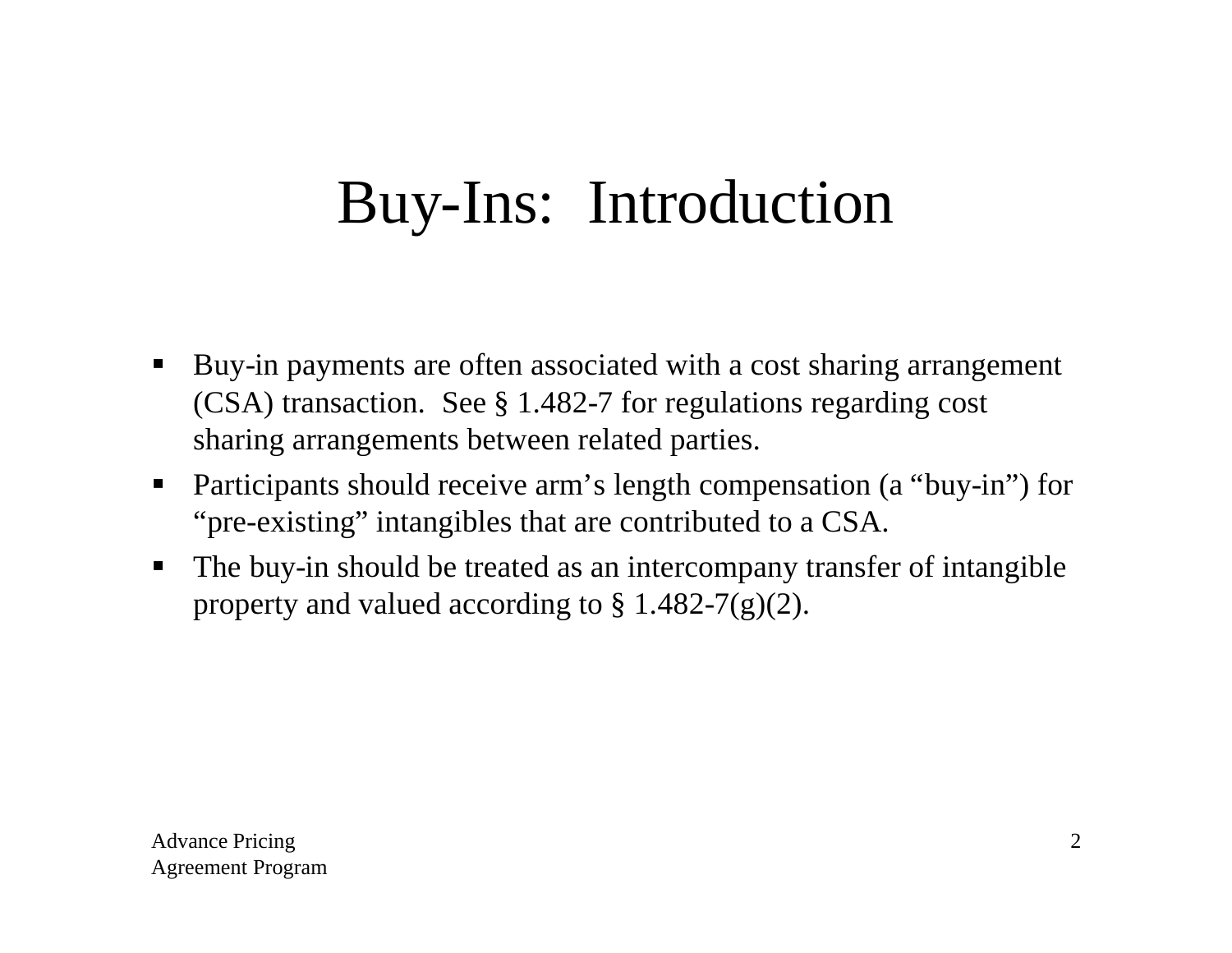# Buy-Ins: Introduction

- Buy-in payments are often associated with a cost sharing arrangement (CSA) transaction. See § 1.482-7 for regulations regarding cost sharing arrangements between related parties.
- Participants should receive arm's length compensation (a "buy-in") for "pre-existing" intangibles that are contributed to a CSA.
- The buy-in should be treated as an intercompany transfer of intangible property and valued according to § 1.482-7(g)(2).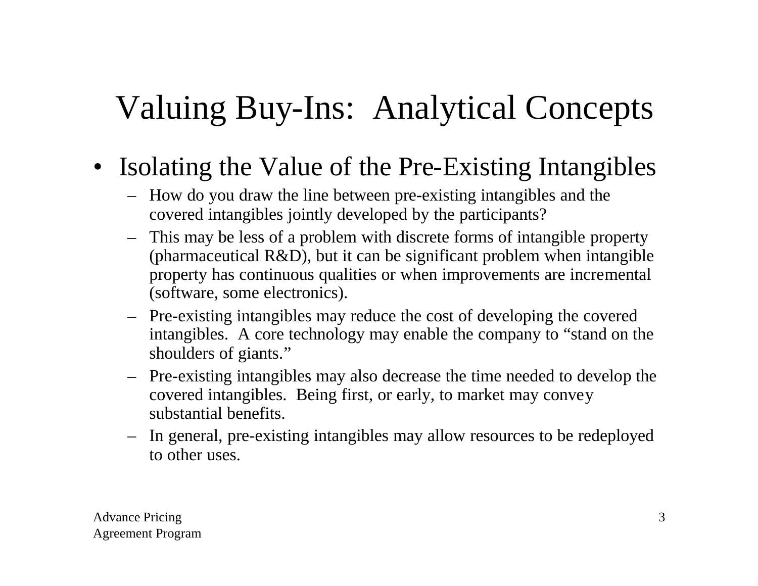# Valuing Buy-Ins: Analytical Concepts

- Isolating the Value of the Pre-Existing Intangibles
  - How do you draw the line between pre-existing intangibles and the covered intangibles jointly developed by the participants?
  - This may be less of a problem with discrete forms of intangible property (pharmaceutical R&D), but it can be significant problem when intangible property has continuous qualities or when improvements are incremental (software, some electronics).
  - Pre-existing intangibles may reduce the cost of developing the covered intangibles. A core technology may enable the company to "stand on the shoulders of giants."
  - Pre-existing intangibles may also decrease the time needed to develop the covered intangibles. Being first, or early, to market may convey substantial benefits.
  - In general, pre-existing intangibles may allow resources to be redeployed to other uses.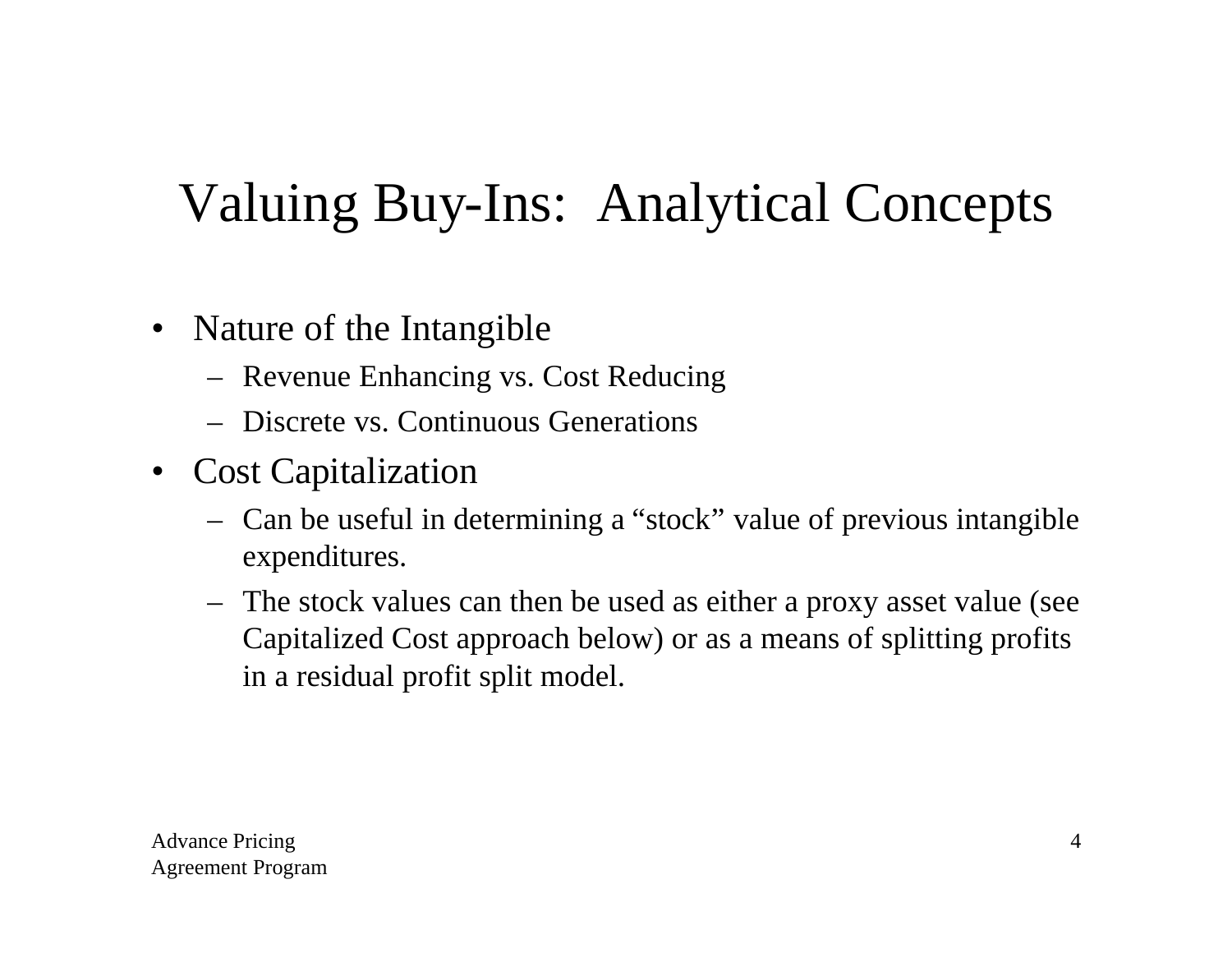# Valuing Buy-Ins: Analytical Concepts

- Nature of the Intangible
  - Revenue Enhancing vs. Cost Reducing
  - Discrete vs. Continuous Generations
- Cost Capitalization
  - Can be useful in determining a "stock" value of previous intangible expenditures.
  - The stock values can then be used as either a proxy asset value (see Capitalized Cost approach below) or as a means of splitting profits in a residual profit split model.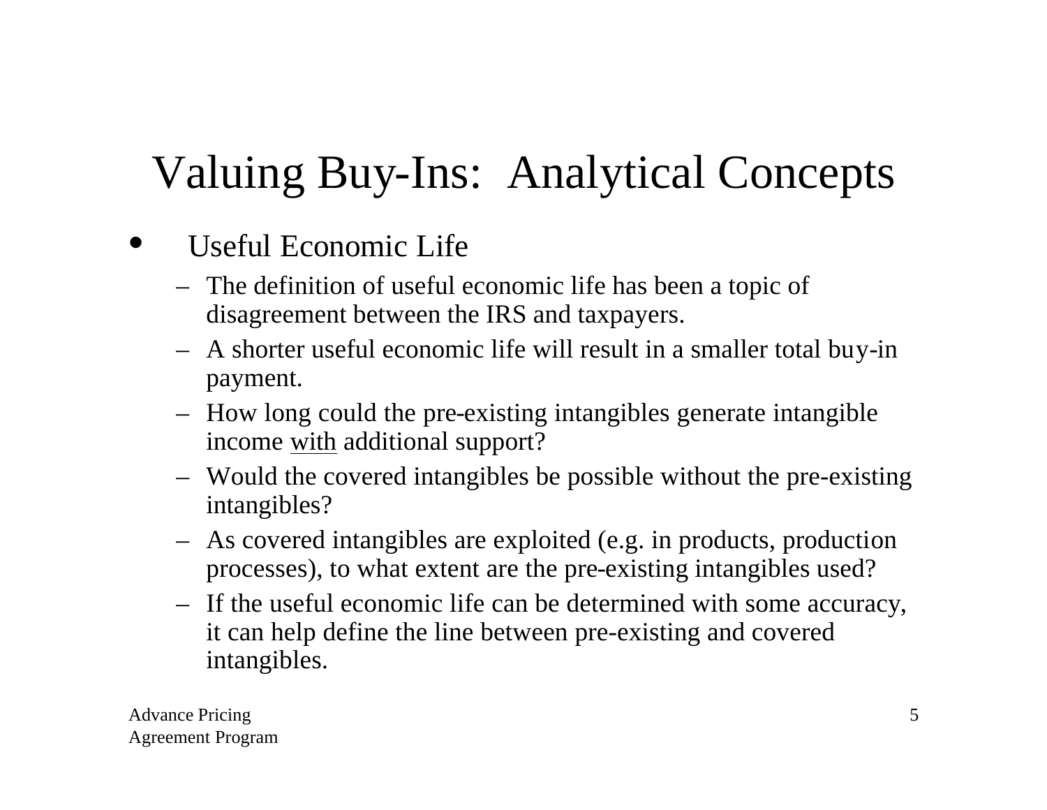# Valuing Buy-Ins: Analytical Concepts

- Useful Economic Life
  - The definition of useful economic life has been a topic of disagreement between the IRS and taxpayers.
  - A shorter useful economic life will result in a smaller total buy-in payment.
  - How long could the pre-existing intangibles generate intangible income <u>with</u> additional support?
  - Would the covered intangibles be possible without the pre-existing intangibles?
  - As covered intangibles are exploited (e.g. in products, production processes), to what extent are the pre-existing intangibles used?
  - If the useful economic life can be determined with some accuracy, it can help define the line between pre-existing and covered intangibles.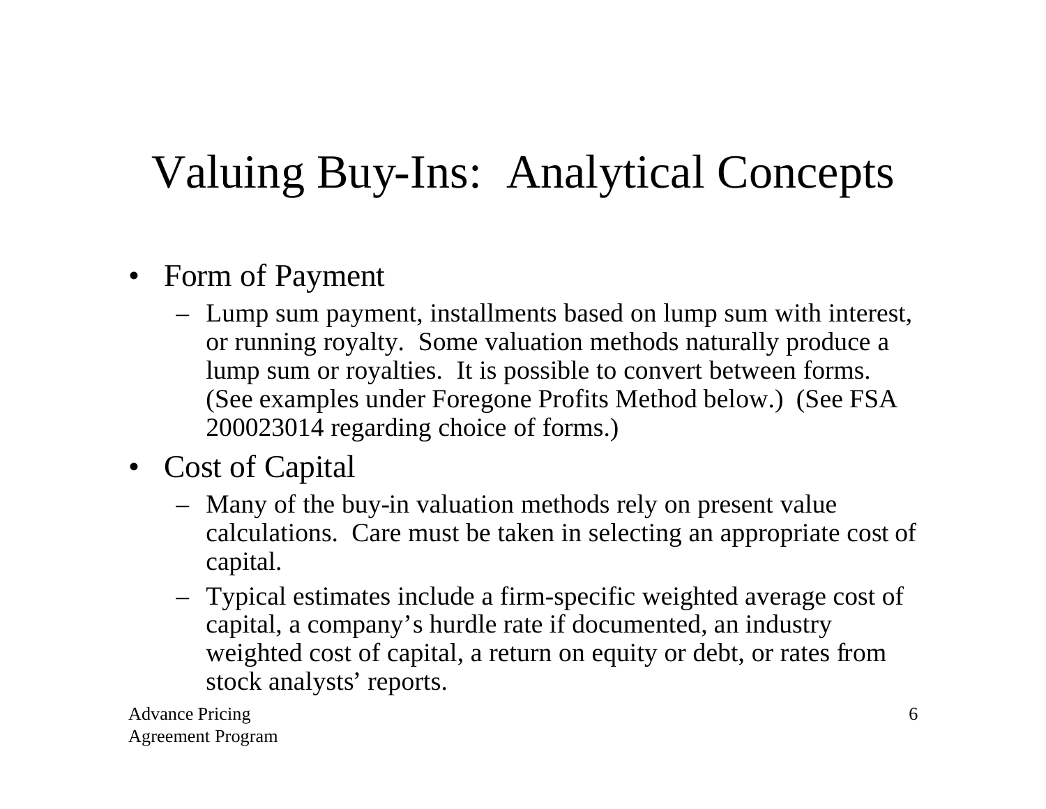# Valuing Buy-Ins: Analytical Concepts

- Form of Payment
  - Lump sum payment, installments based on lump sum with interest, or running royalty. Some valuation methods naturally produce a lump sum or royalties. It is possible to convert between forms. (See examples under Foregone Profits Method below.) (See FSA 200023014 regarding choice of forms.)
- Cost of Capital
  - Many of the buy-in valuation methods rely on present value calculations. Care must be taken in selecting an appropriate cost of capital.
  - Typical estimates include a firm-specific weighted average cost of capital, a company's hurdle rate if documented, an industry weighted cost of capital, a return on equity or debt, or rates from stock analysts' reports.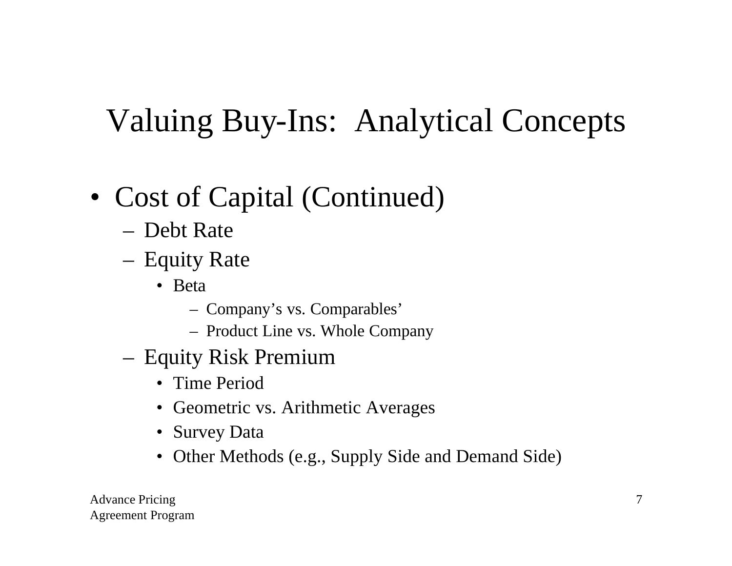# Valuing Buy-Ins: Analytical Concepts

- Cost of Capital (Continued)
  - Debt Rate
  - Equity Rate
    - Beta
      - Company's vs. Comparables'
      - Product Line vs. Whole Company
  - Equity Risk Premium
    - Time Period
    - Geometric vs. Arithmetic Averages
    - Survey Data
    - Other Methods (e.g., Supply Side and Demand Side)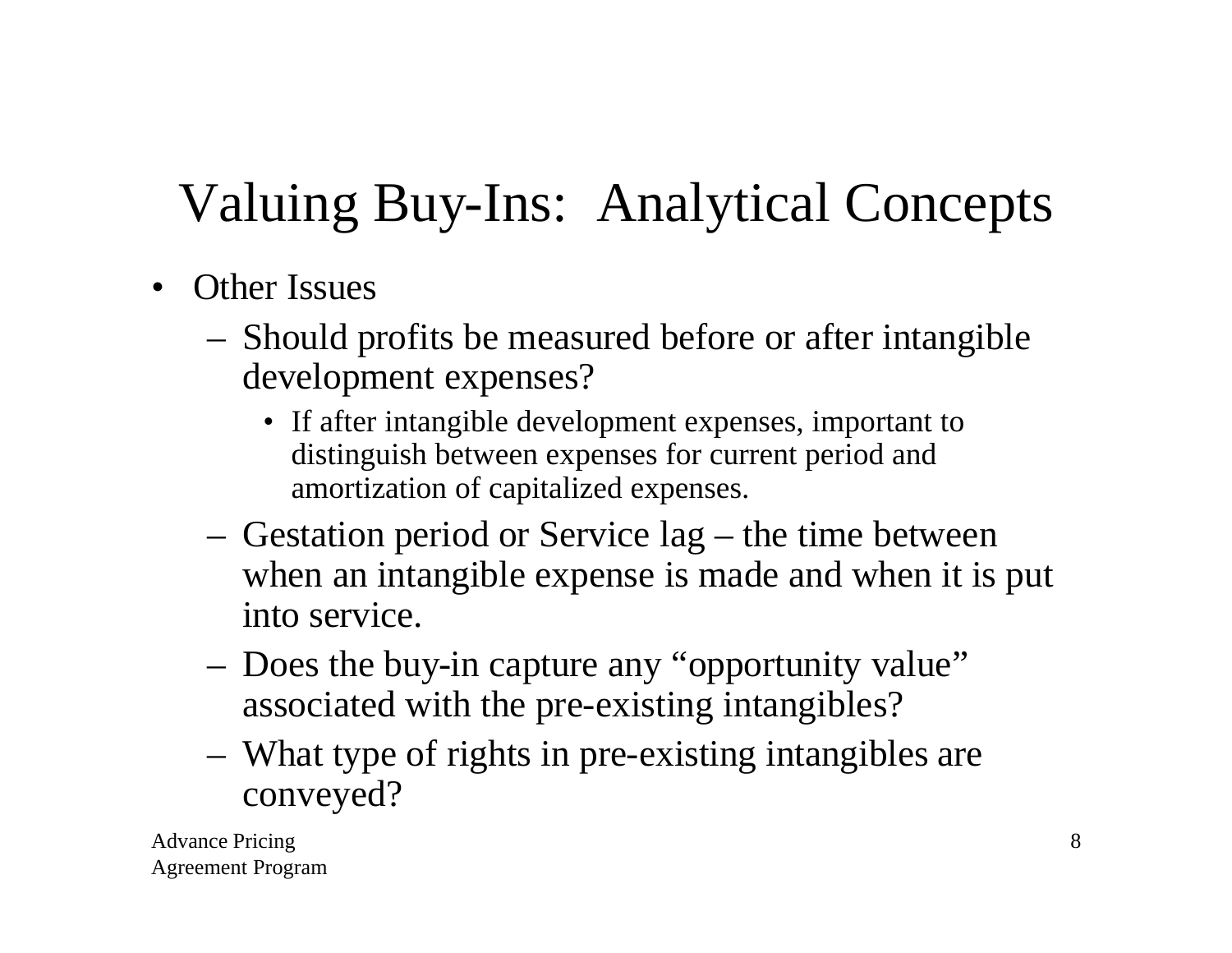# Valuing Buy-Ins: Analytical Concepts

- Other Issues
  - Should profits be measured before or after intangible development expenses?
    - If after intangible development expenses, important to distinguish between expenses for current period and amortization of capitalized expenses.
  - Gestation period or Service lag – the time between when an intangible expense is made and when it is put into service.
  - Does the buy-in capture any "opportunity value" associated with the pre-existing intangibles?
  - What type of rights in pre-existing intangibles are conveyed?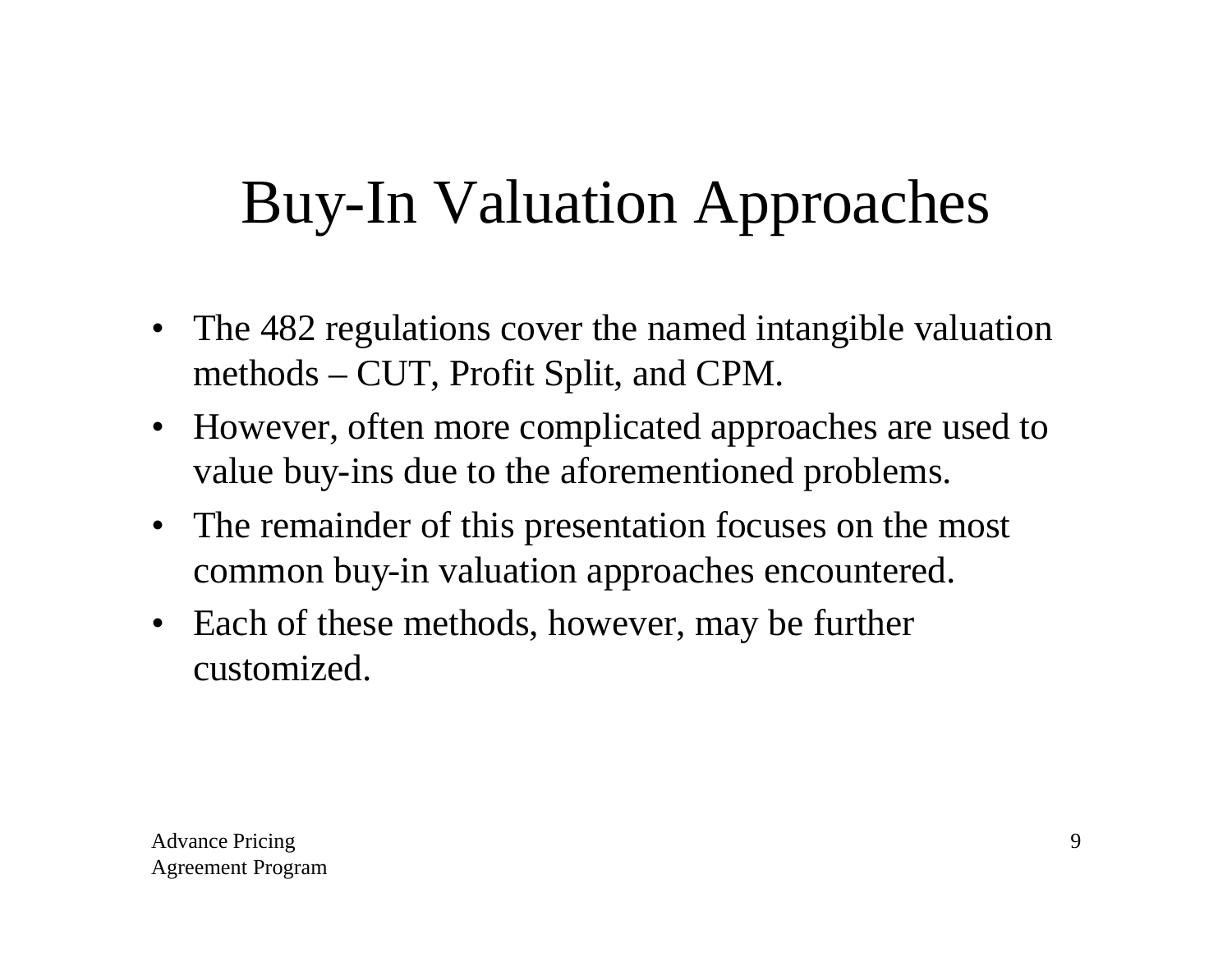# Buy-In Valuation Approaches

- The 482 regulations cover the named intangible valuation methods – CUT, Profit Split, and CPM.
- However, often more complicated approaches are used to value buy-ins due to the aforementioned problems.
- The remainder of this presentation focuses on the most common buy-in valuation approaches encountered.
- Each of these methods, however, may be further customized.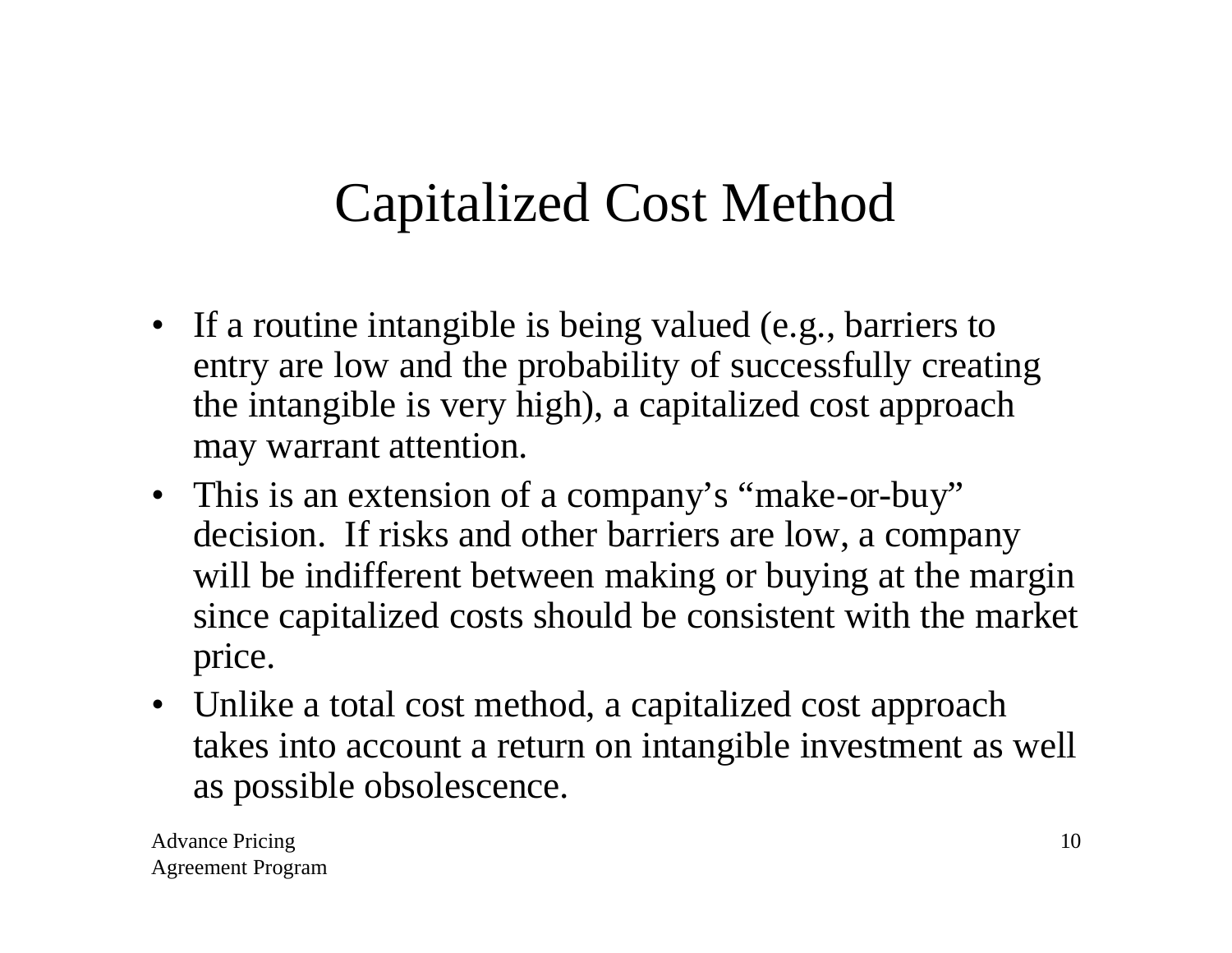# Capitalized Cost Method

- If a routine intangible is being valued (e.g., barriers to entry are low and the probability of successfully creating the intangible is very high), a capitalized cost approach may warrant attention.
- This is an extension of a company's "make-or-buy" decision. If risks and other barriers are low, a company will be indifferent between making or buying at the margin since capitalized costs should be consistent with the market price.
- Unlike a total cost method, a capitalized cost approach takes into account a return on intangible investment as well as possible obsolescence.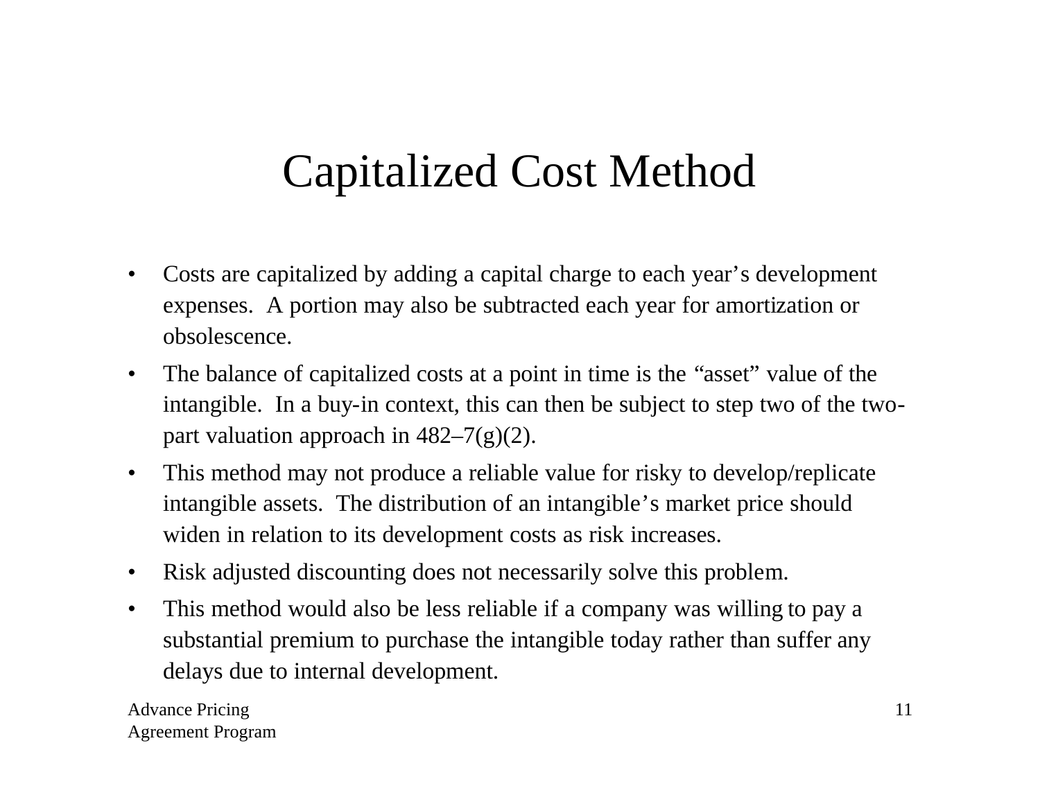# Capitalized Cost Method

- Costs are capitalized by adding a capital charge to each year's development expenses. A portion may also be subtracted each year for amortization or obsolescence.
- The balance of capitalized costs at a point in time is the "asset" value of the intangible. In a buy-in context, this can then be subject to step two of the two-part valuation approach in 482–7(g)(2).
- This method may not produce a reliable value for risky to develop/replicate intangible assets. The distribution of an intangible's market price should widen in relation to its development costs as risk increases.
- Risk adjusted discounting does not necessarily solve this problem.
- This method would also be less reliable if a company was willing to pay a substantial premium to purchase the intangible today rather than suffer any delays due to internal development.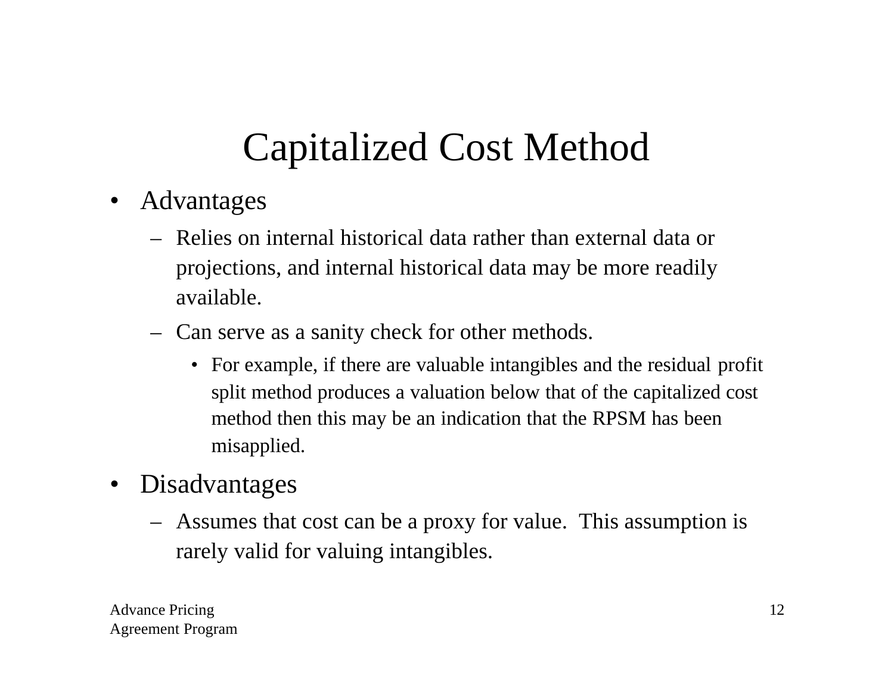# Capitalized Cost Method

- Advantages
  - Relies on internal historical data rather than external data or projections, and internal historical data may be more readily available.
  - Can serve as a sanity check for other methods.
    - For example, if there are valuable intangibles and the residual profit split method produces a valuation below that of the capitalized cost method then this may be an indication that the RPSM has been misapplied.
- Disadvantages
  - Assumes that cost can be a proxy for value. This assumption is rarely valid for valuing intangibles.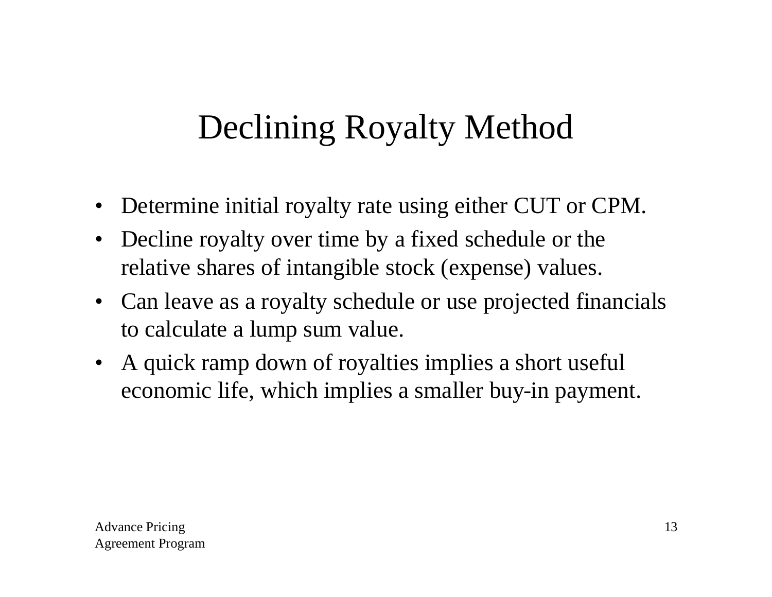# Declining Royalty Method

- Determine initial royalty rate using either CUT or CPM.
- Decline royalty over time by a fixed schedule or the relative shares of intangible stock (expense) values.
- Can leave as a royalty schedule or use projected financials to calculate a lump sum value.
- A quick ramp down of royalties implies a short useful economic life, which implies a smaller buy-in payment.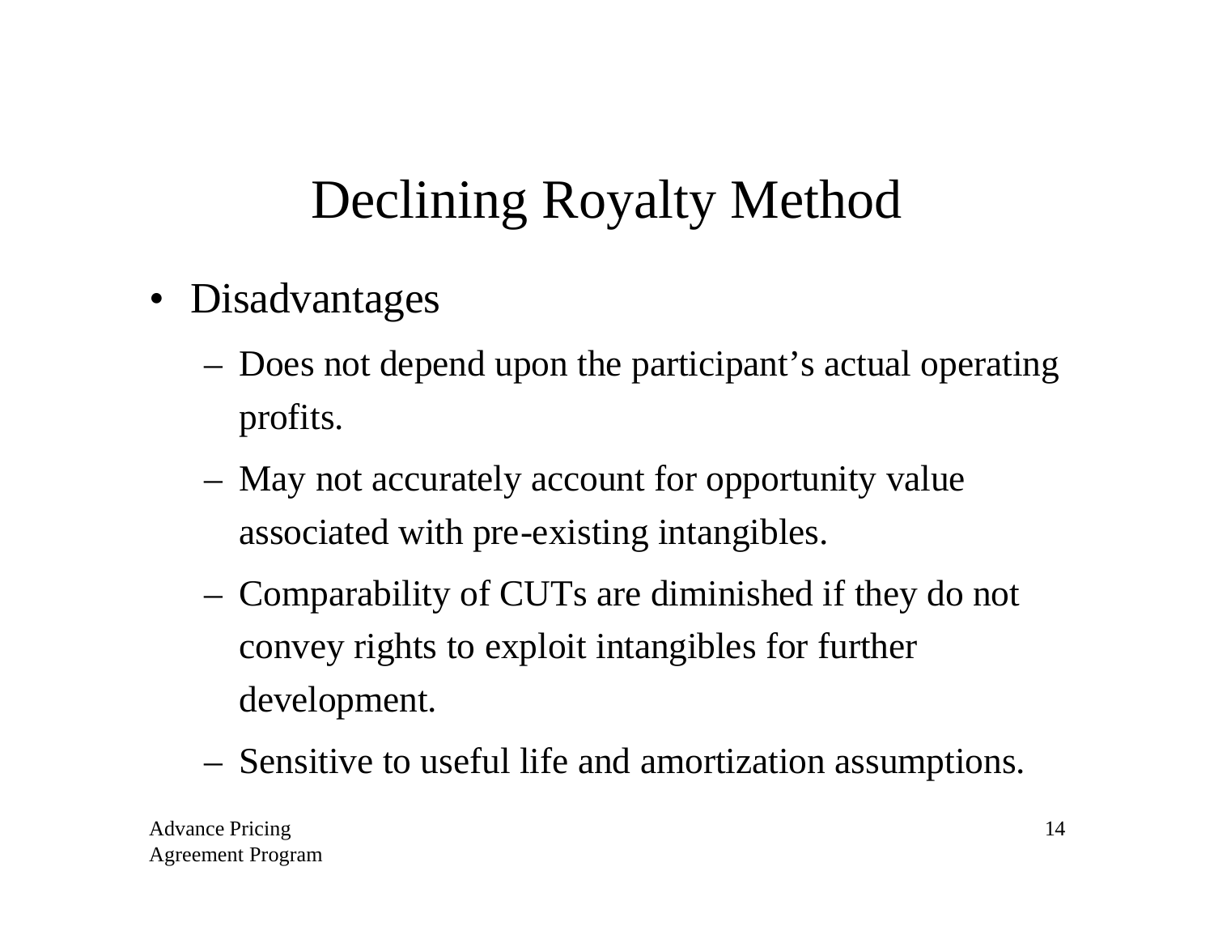# Declining Royalty Method

- Disadvantages
  - Does not depend upon the participant's actual operating profits.
  - May not accurately account for opportunity value associated with pre-existing intangibles.
  - Comparability of CUTs are diminished if they do not convey rights to exploit intangibles for further development.
  - Sensitive to useful life and amortization assumptions.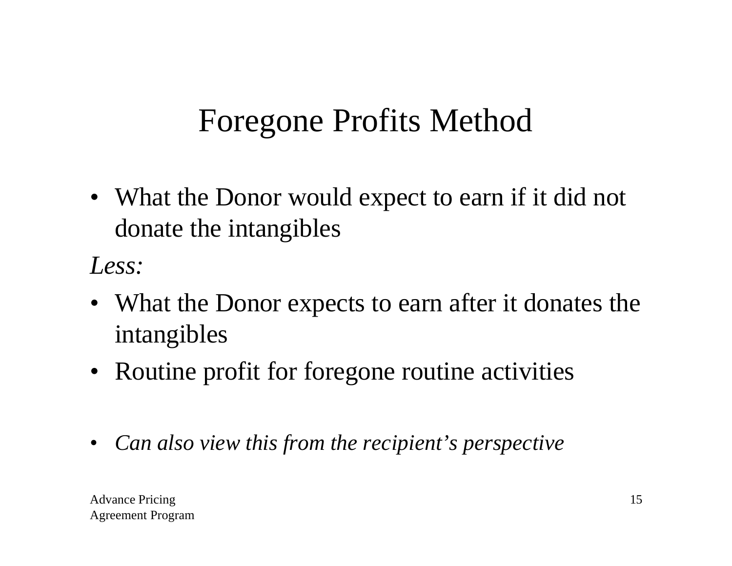# Foregone Profits Method

- What the Donor would expect to earn if it did not donate the intangibles

*Less:*

- What the Donor expects to earn after it donates the intangibles
- Routine profit for foregone routine activities

- *Can also view this from the recipient's perspective*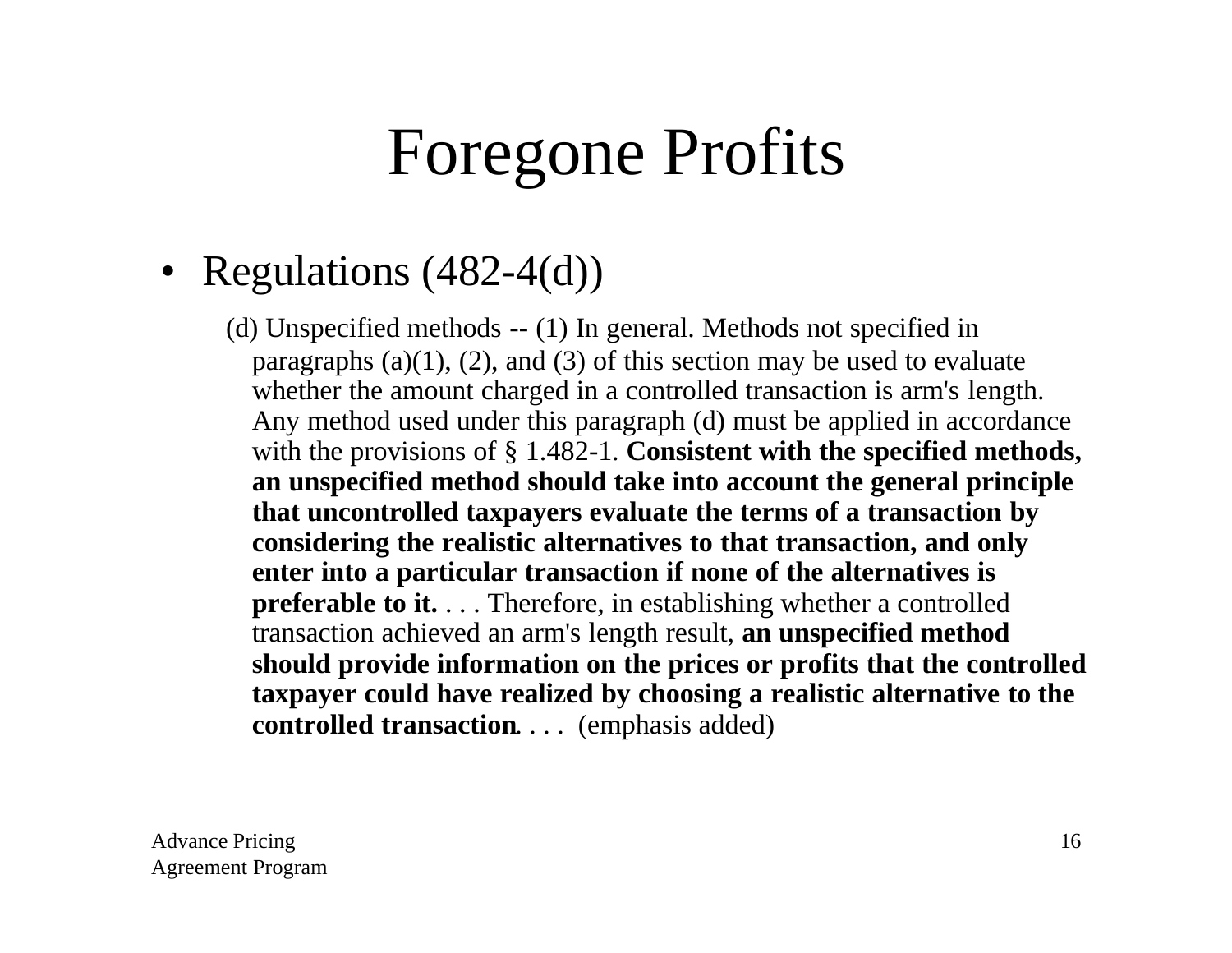# Foregone Profits

- Regulations (482-4(d))

  (d) Unspecified methods -- (1) In general. Methods not specified in paragraphs (a)(1), (2), and (3) of this section may be used to evaluate whether the amount charged in a controlled transaction is arm's length. Any method used under this paragraph (d) must be applied in accordance with the provisions of § 1.482-1. **Consistent with the specified methods, an unspecified method should take into account the general principle that uncontrolled taxpayers evaluate the terms of a transaction by considering the realistic alternatives to that transaction, and only enter into a particular transaction if none of the alternatives is preferable to it.** . . . Therefore, in establishing whether a controlled transaction achieved an arm's length result, **an unspecified method should provide information on the prices or profits that the controlled taxpayer could have realized by choosing a realistic alternative to the controlled transaction**. . . . (emphasis added)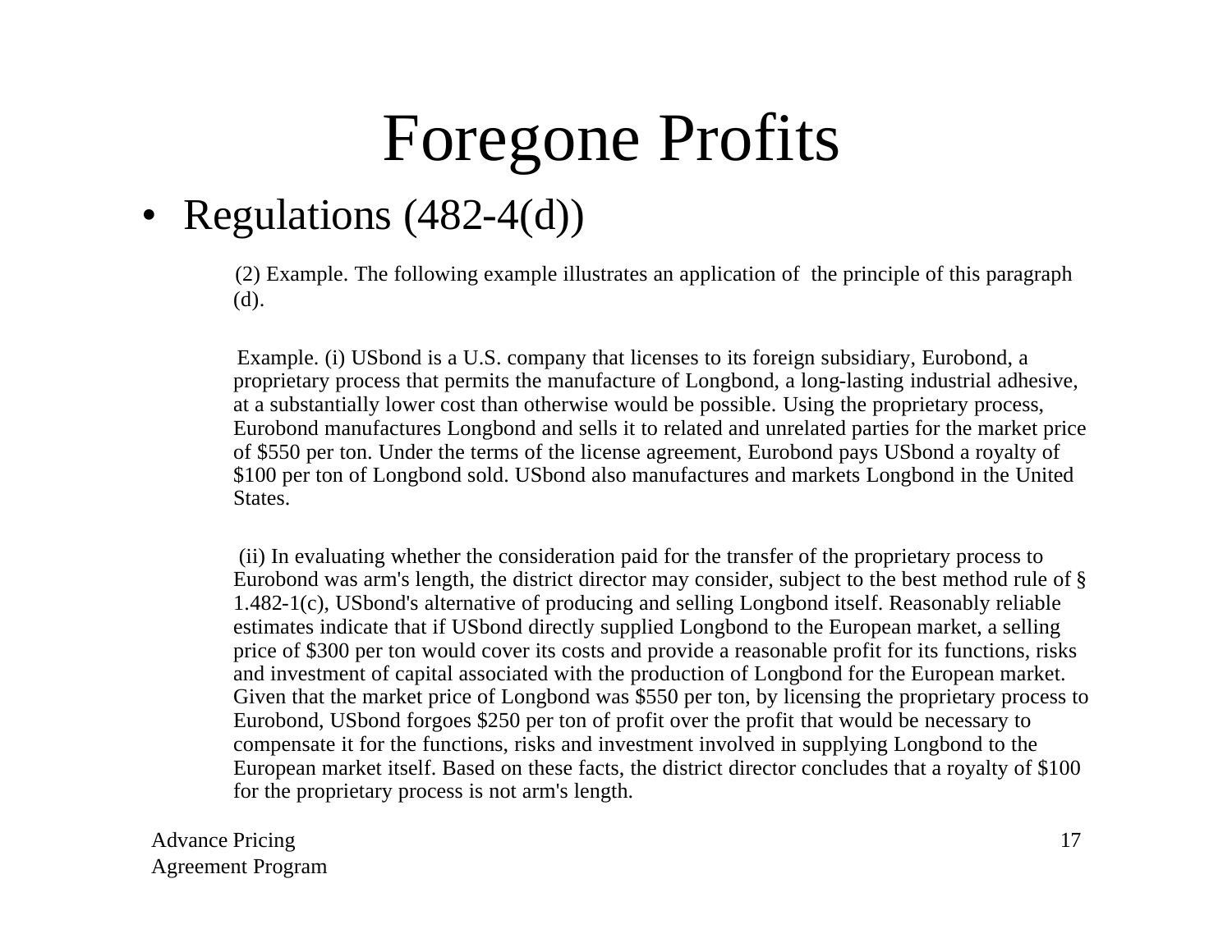# Foregone Profits

- Regulations (482-4(d))

(2) Example. The following example illustrates an application of the principle of this paragraph (d).

Example. (i) USbond is a U.S. company that licenses to its foreign subsidiary, Eurobond, a proprietary process that permits the manufacture of Longbond, a long-lasting industrial adhesive, at a substantially lower cost than otherwise would be possible. Using the proprietary process, Eurobond manufactures Longbond and sells it to related and unrelated parties for the market price of $550 per ton. Under the terms of the license agreement, Eurobond pays USbond a royalty of $100 per ton of Longbond sold. USbond also manufactures and markets Longbond in the United States.

(ii) In evaluating whether the consideration paid for the transfer of the proprietary process to Eurobond was arm's length, the district director may consider, subject to the best method rule of § 1.482-1(c), USbond's alternative of producing and selling Longbond itself. Reasonably reliable estimates indicate that if USbond directly supplied Longbond to the European market, a selling price of $300 per ton would cover its costs and provide a reasonable profit for its functions, risks and investment of capital associated with the production of Longbond for the European market. Given that the market price of Longbond was $550 per ton, by licensing the proprietary process to Eurobond, USbond forgoes $250 per ton of profit over the profit that would be necessary to compensate it for the functions, risks and investment involved in supplying Longbond to the European market itself. Based on these facts, the district director concludes that a royalty of $100 for the proprietary process is not arm's length.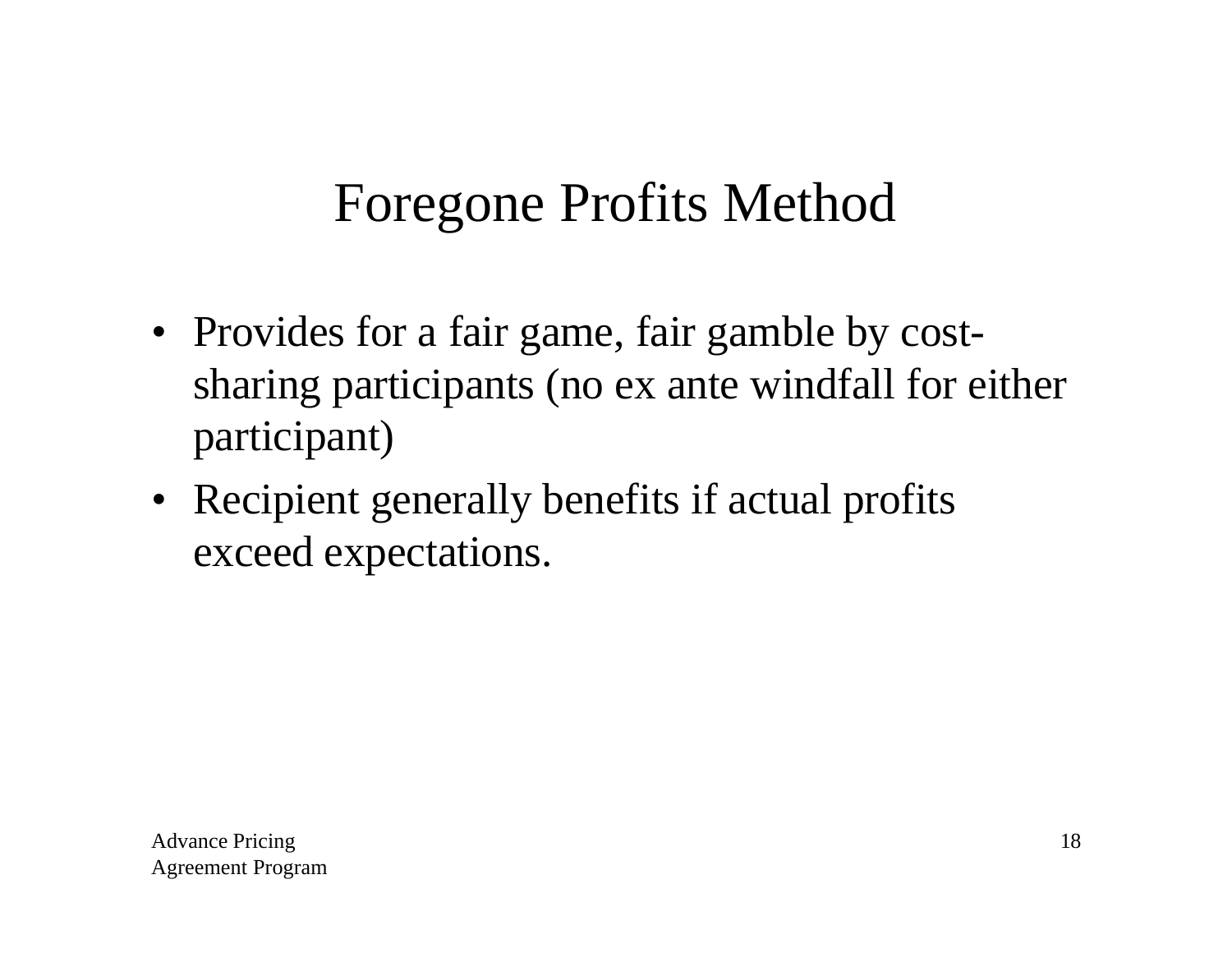# Foregone Profits Method

- Provides for a fair game, fair gamble by cost-sharing participants (no ex ante windfall for either participant)
- Recipient generally benefits if actual profits exceed expectations.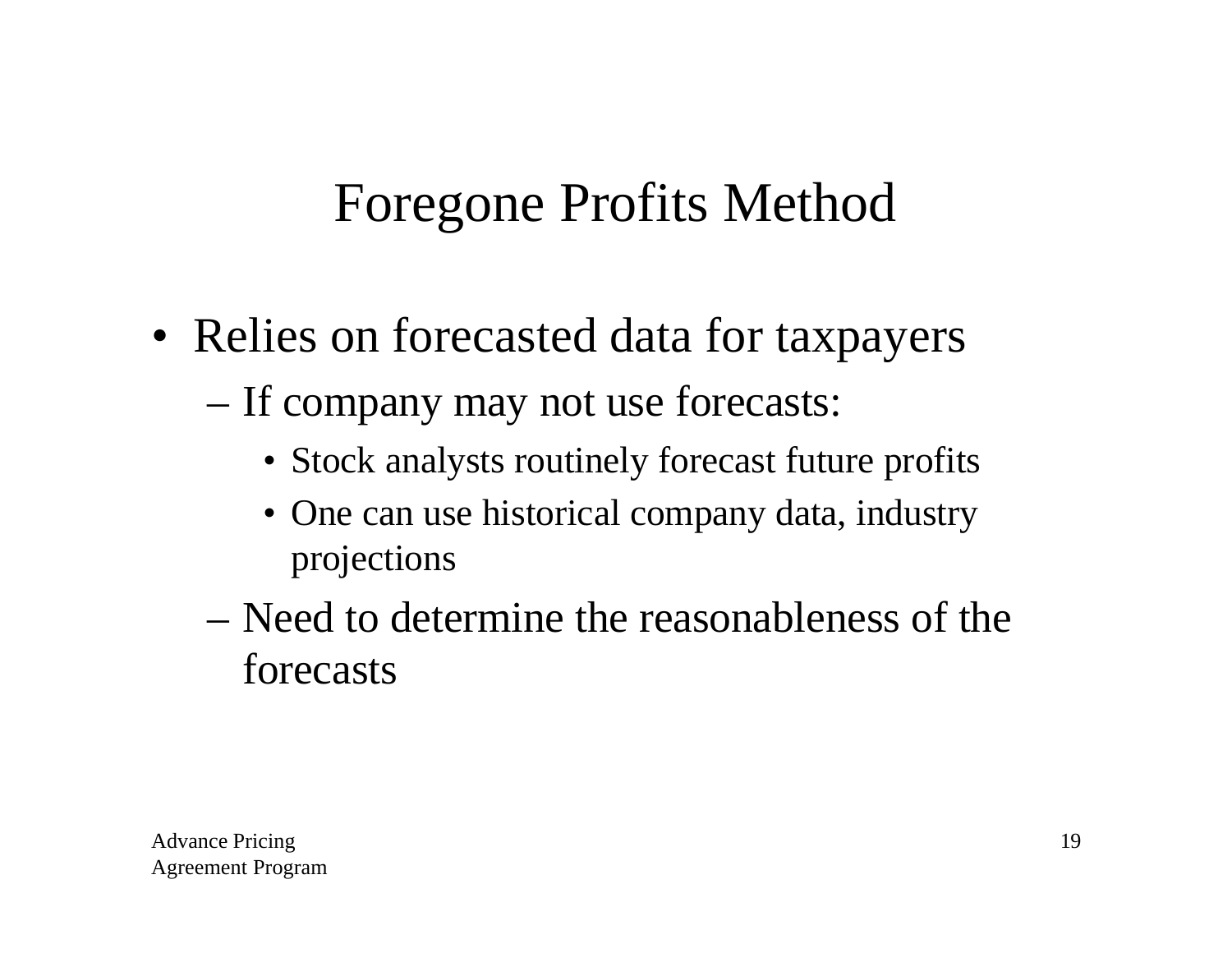# Foregone Profits Method

- Relies on forecasted data for taxpayers
  - If company may not use forecasts:
    - Stock analysts routinely forecast future profits
    - One can use historical company data, industry projections
  - Need to determine the reasonableness of the forecasts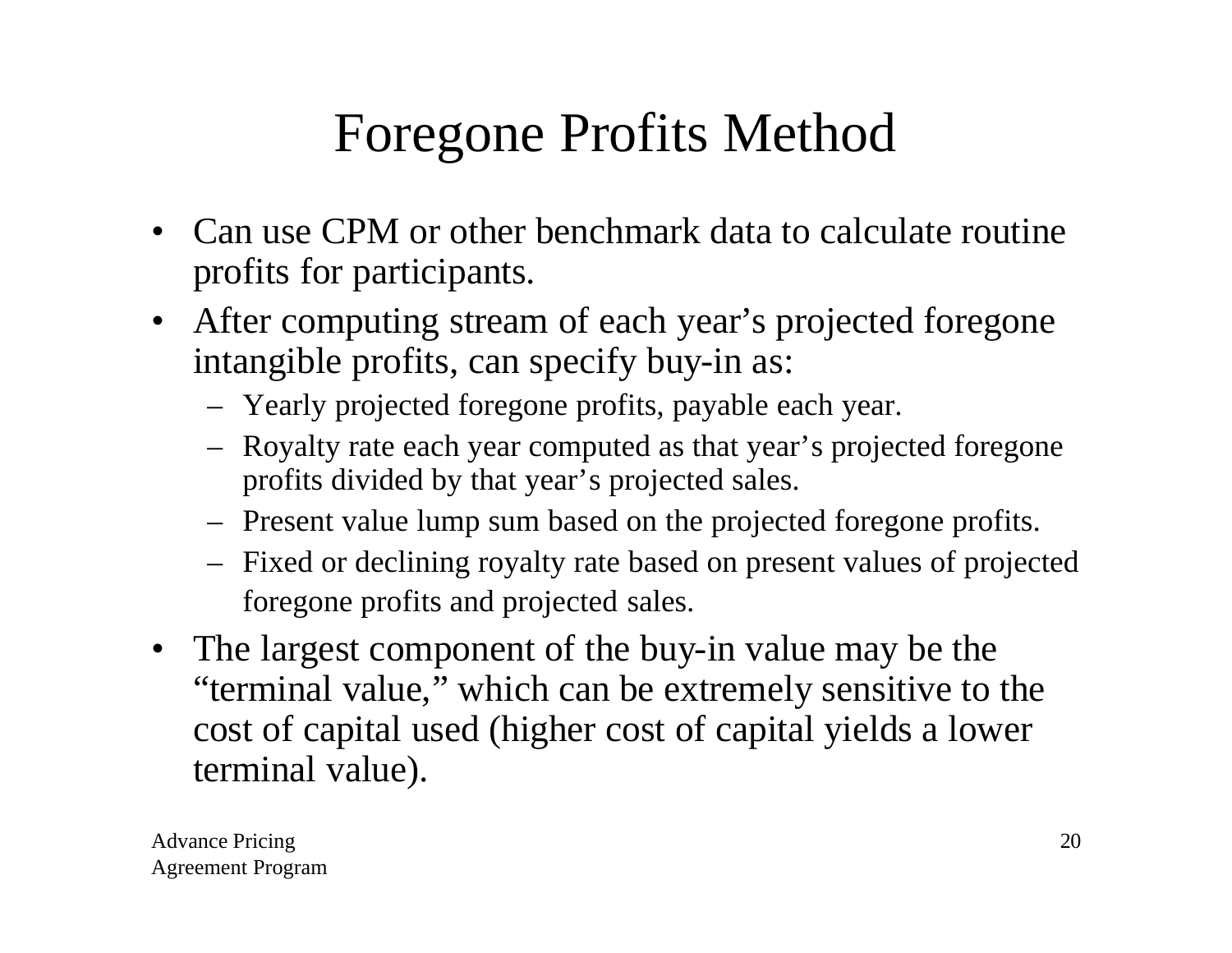# Foregone Profits Method

- Can use CPM or other benchmark data to calculate routine profits for participants.
- After computing stream of each year's projected foregone intangible profits, can specify buy-in as:
  - Yearly projected foregone profits, payable each year.
  - Royalty rate each year computed as that year's projected foregone profits divided by that year's projected sales.
  - Present value lump sum based on the projected foregone profits.
  - Fixed or declining royalty rate based on present values of projected foregone profits and projected sales.
- The largest component of the buy-in value may be the "terminal value," which can be extremely sensitive to the cost of capital used (higher cost of capital yields a lower terminal value).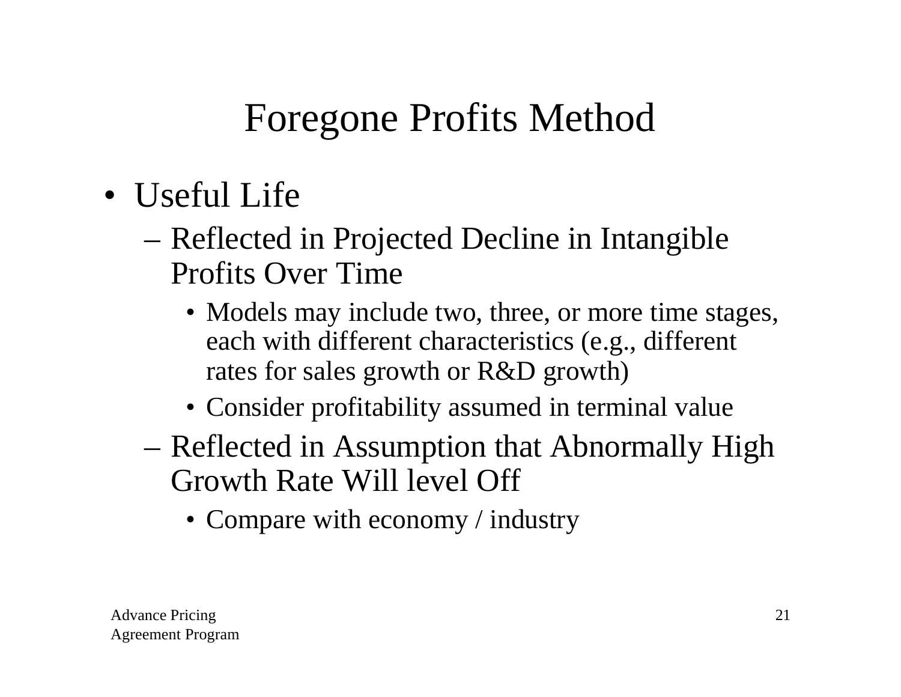# Foregone Profits Method

- Useful Life
  - Reflected in Projected Decline in Intangible Profits Over Time
    - Models may include two, three, or more time stages, each with different characteristics (e.g., different rates for sales growth or R&D growth)
    - Consider profitability assumed in terminal value
  - Reflected in Assumption that Abnormally High Growth Rate Will level Off
    - Compare with economy / industry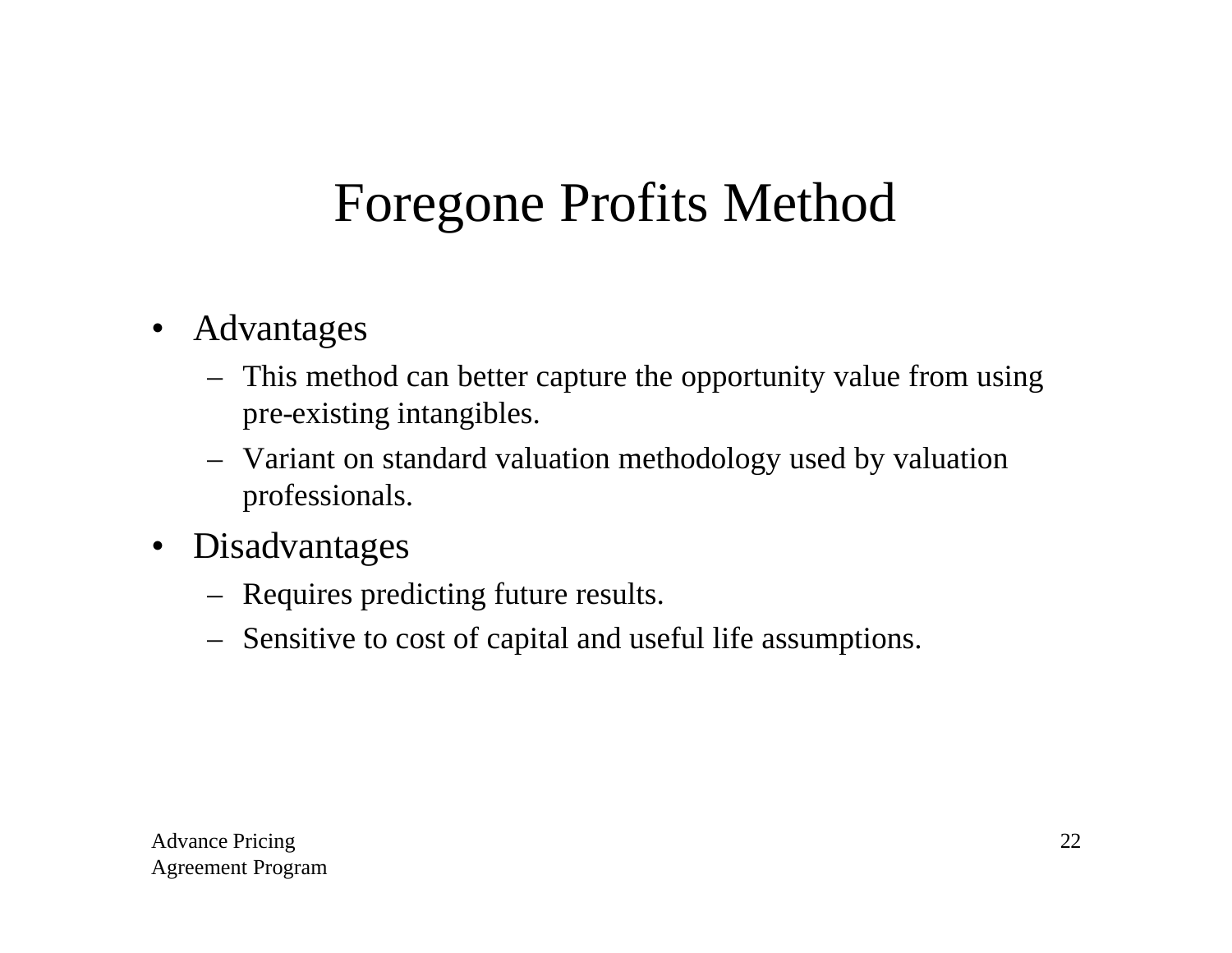# Foregone Profits Method

- Advantages
  - This method can better capture the opportunity value from using pre-existing intangibles.
  - Variant on standard valuation methodology used by valuation professionals.
- Disadvantages
  - Requires predicting future results.
  - Sensitive to cost of capital and useful life assumptions.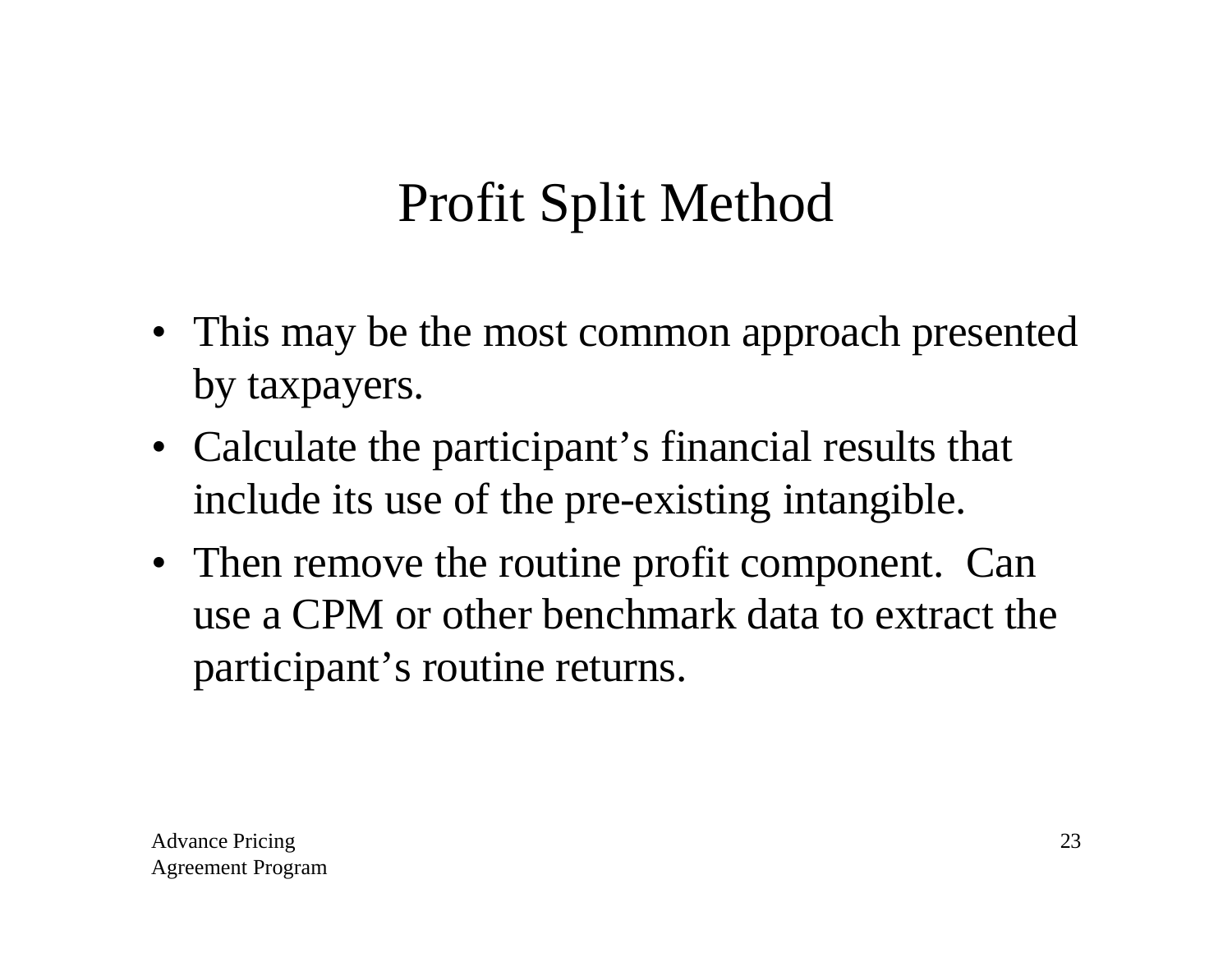# Profit Split Method

- This may be the most common approach presented by taxpayers.
- Calculate the participant’s financial results that include its use of the pre-existing intangible.
- Then remove the routine profit component. Can use a CPM or other benchmark data to extract the participant’s routine returns.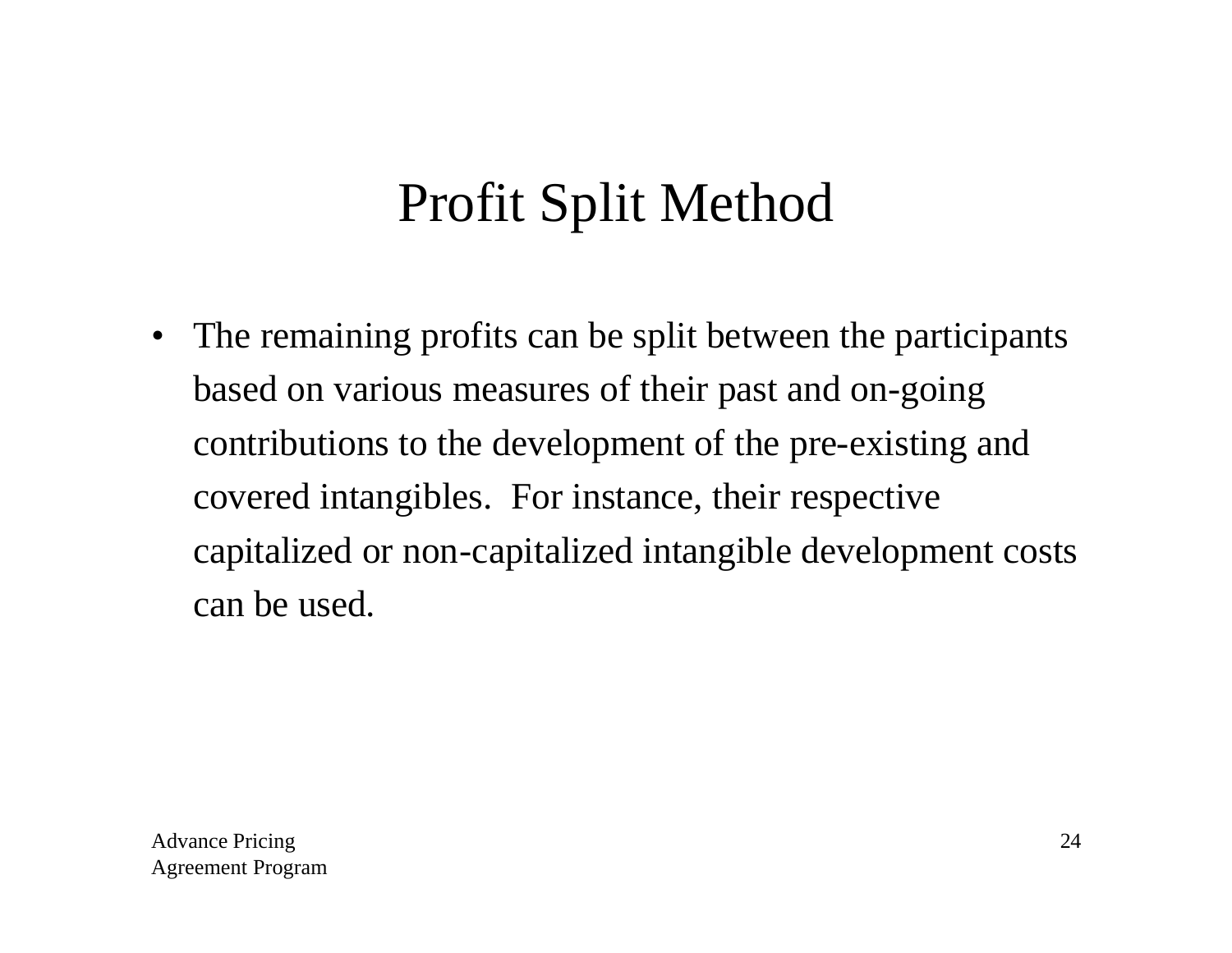# Profit Split Method

- The remaining profits can be split between the participants based on various measures of their past and on-going contributions to the development of the pre-existing and covered intangibles. For instance, their respective capitalized or non-capitalized intangible development costs can be used.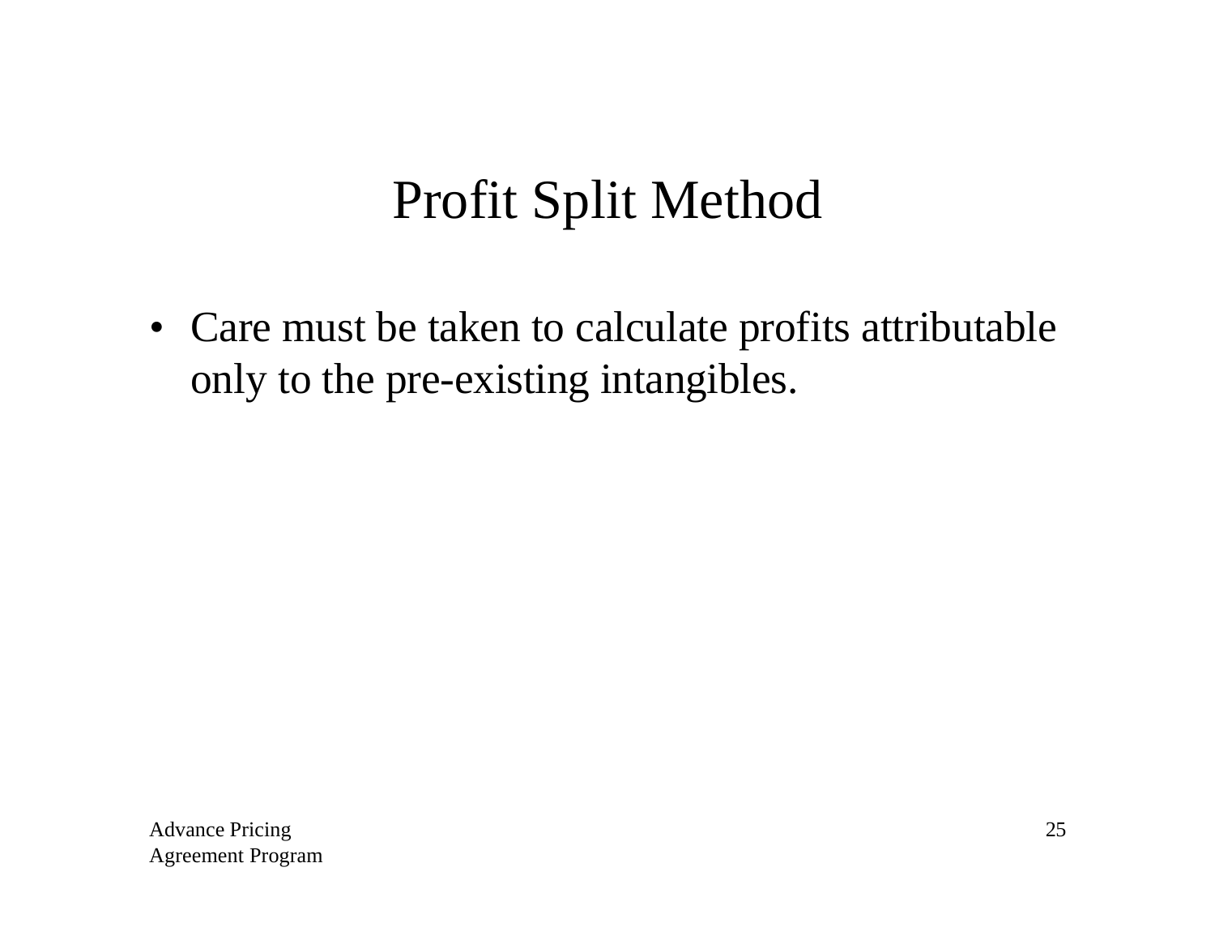# Profit Split Method

- Care must be taken to calculate profits attributable only to the pre-existing intangibles.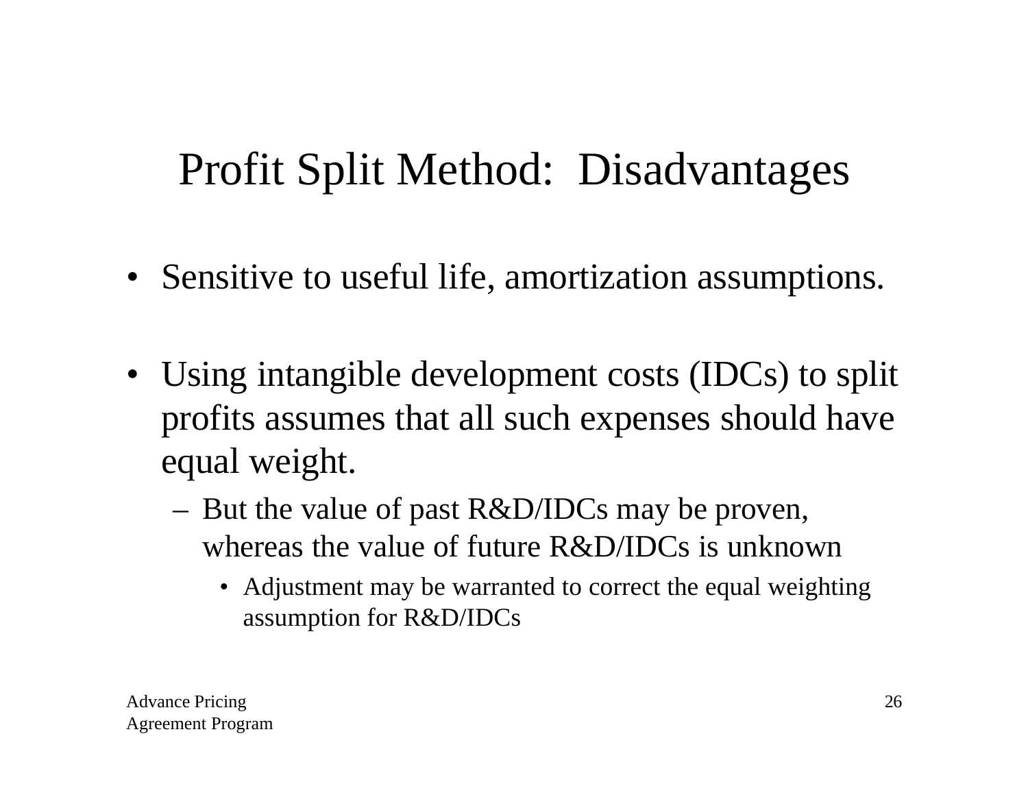# Profit Split Method: Disadvantages

- Sensitive to useful life, amortization assumptions.
- Using intangible development costs (IDCs) to split profits assumes that all such expenses should have equal weight.
  - But the value of past R&D/IDCs may be proven, whereas the value of future R&D/IDCs is unknown
    - Adjustment may be warranted to correct the equal weighting assumption for R&D/IDCs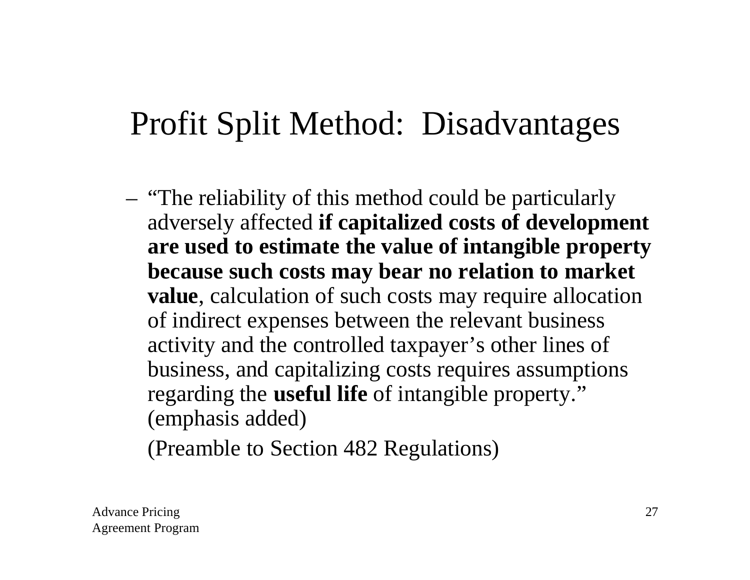# Profit Split Method: Disadvantages

- "The reliability of this method could be particularly adversely affected **if capitalized costs of development are used to estimate the value of intangible property because such costs may bear no relation to market value**, calculation of such costs may require allocation of indirect expenses between the relevant business activity and the controlled taxpayer's other lines of business, and capitalizing costs requires assumptions regarding the **useful life** of intangible property." (emphasis added)

  (Preamble to Section 482 Regulations)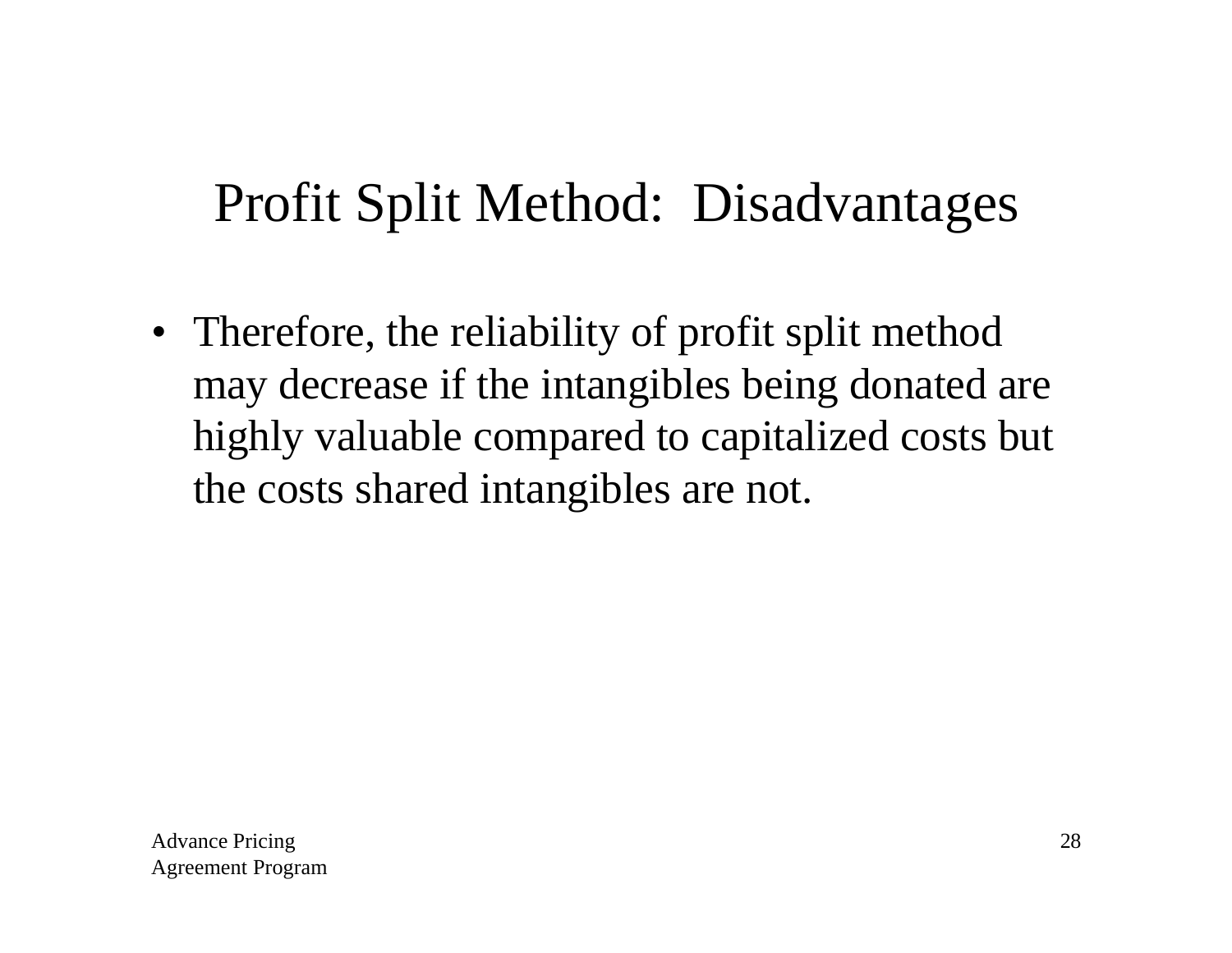# Profit Split Method: Disadvantages

- Therefore, the reliability of profit split method may decrease if the intangibles being donated are highly valuable compared to capitalized costs but the costs shared intangibles are not.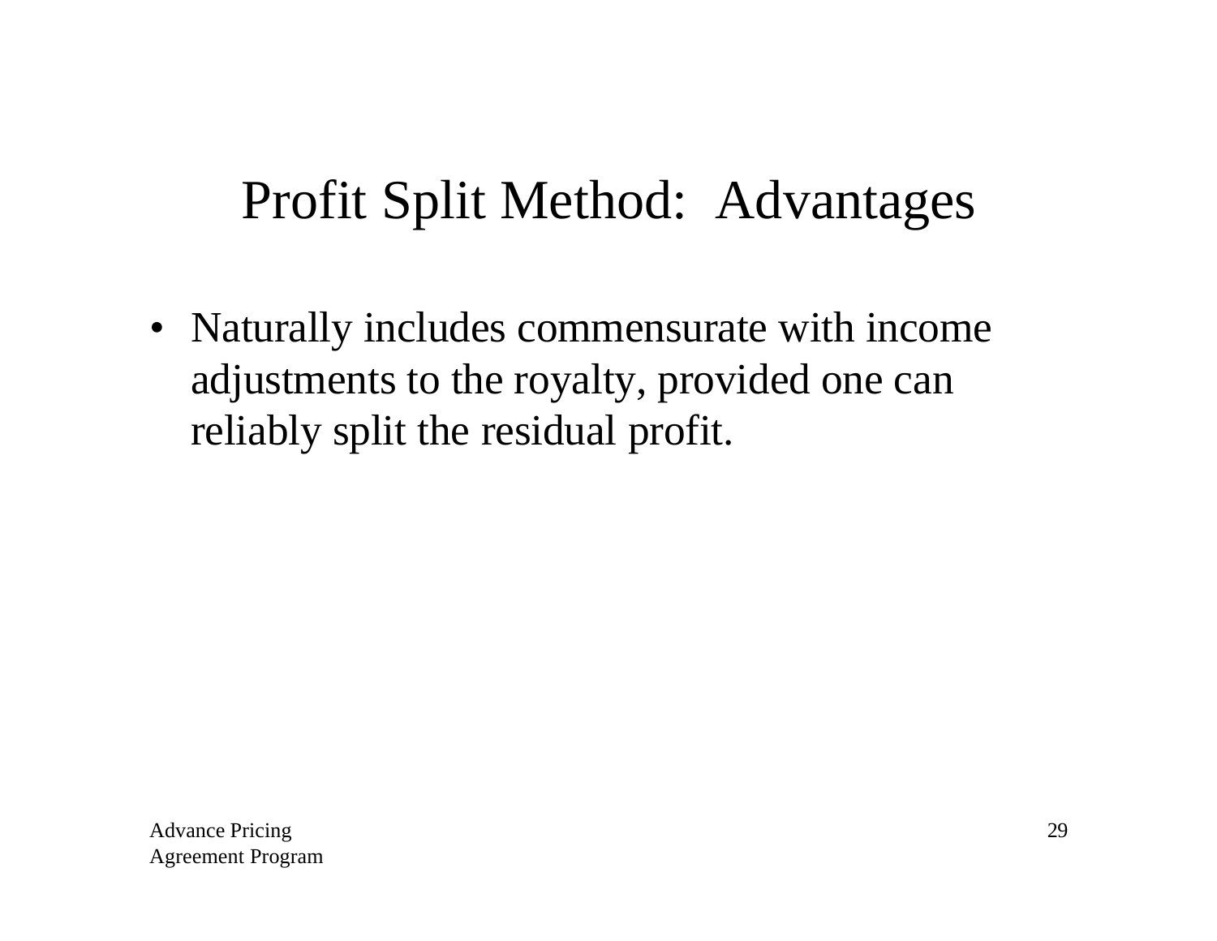# Profit Split Method: Advantages

- Naturally includes commensurate with income adjustments to the royalty, provided one can reliably split the residual profit.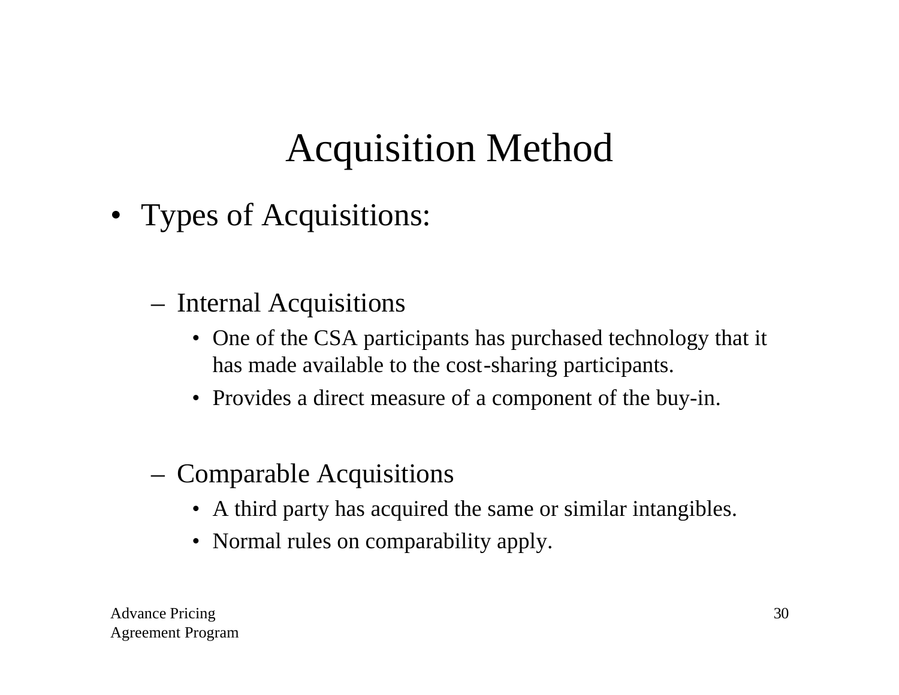# Acquisition Method

- Types of Acquisitions:
  - Internal Acquisitions
    - One of the CSA participants has purchased technology that it has made available to the cost-sharing participants.
    - Provides a direct measure of a component of the buy-in.
  - Comparable Acquisitions
    - A third party has acquired the same or similar intangibles.
    - Normal rules on comparability apply.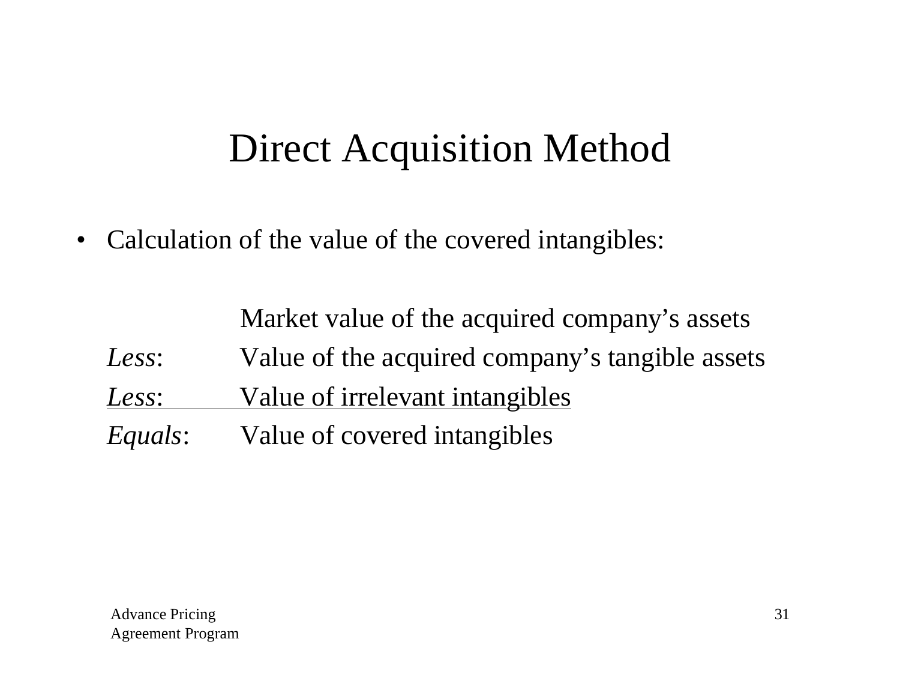# Direct Acquisition Method

- Calculation of the value of the covered intangibles:

| | |
|---|---|
| | Market value of the acquired company's assets |
| *Less*: | Value of the acquired company's tangible assets |
| *Less*: | Value of irrelevant intangibles |
| *Equals*: | Value of covered intangibles |

Advance Pricing
Agreement Program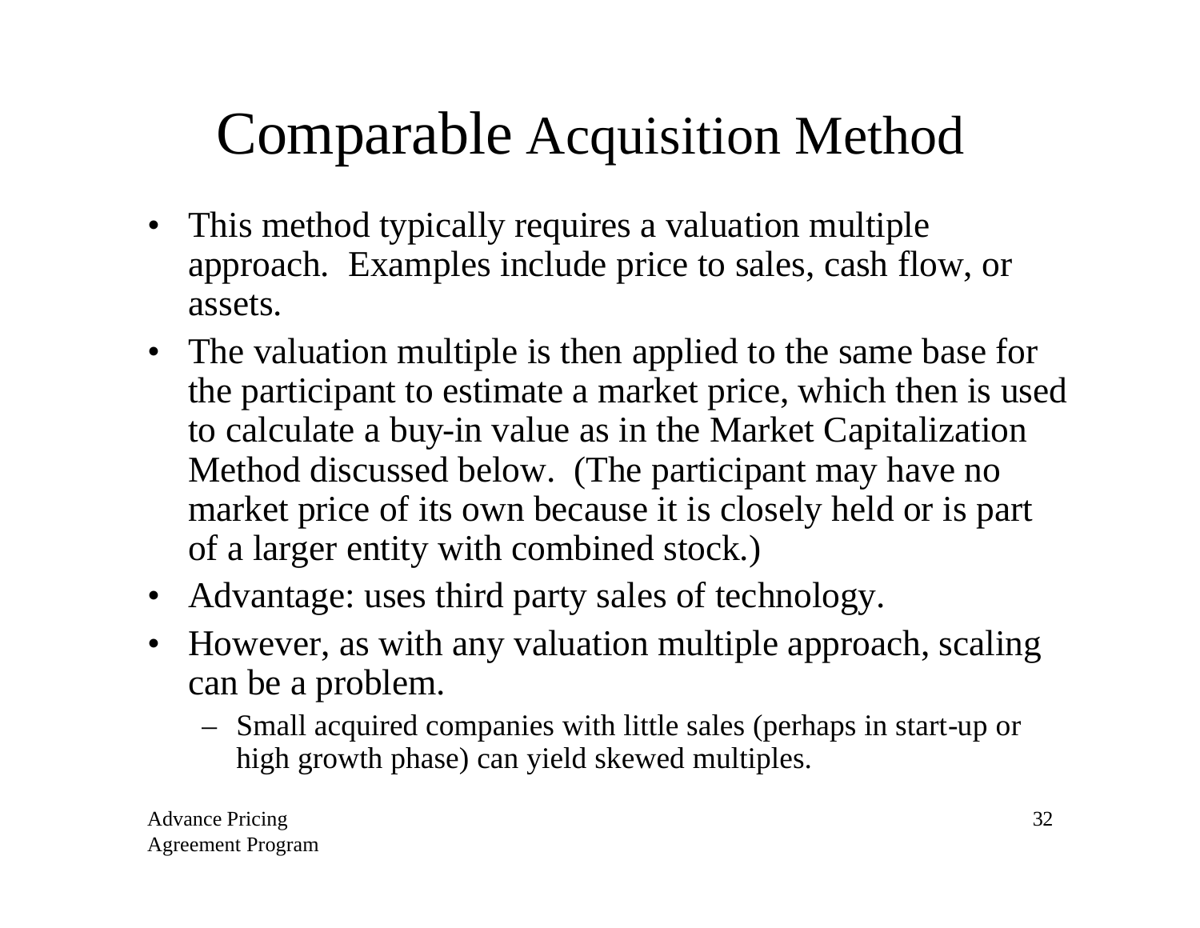# Comparable Acquisition Method

- This method typically requires a valuation multiple approach. Examples include price to sales, cash flow, or assets.
- The valuation multiple is then applied to the same base for the participant to estimate a market price, which then is used to calculate a buy-in value as in the Market Capitalization Method discussed below. (The participant may have no market price of its own because it is closely held or is part of a larger entity with combined stock.)
- Advantage: uses third party sales of technology.
- However, as with any valuation multiple approach, scaling can be a problem.
  - Small acquired companies with little sales (perhaps in start-up or high growth phase) can yield skewed multiples.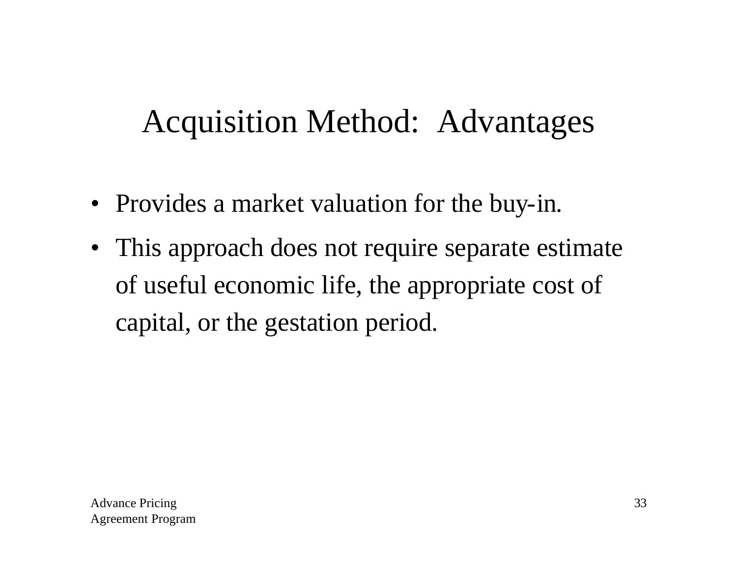# Acquisition Method: Advantages

- Provides a market valuation for the buy-in.
- This approach does not require separate estimate of useful economic life, the appropriate cost of capital, or the gestation period.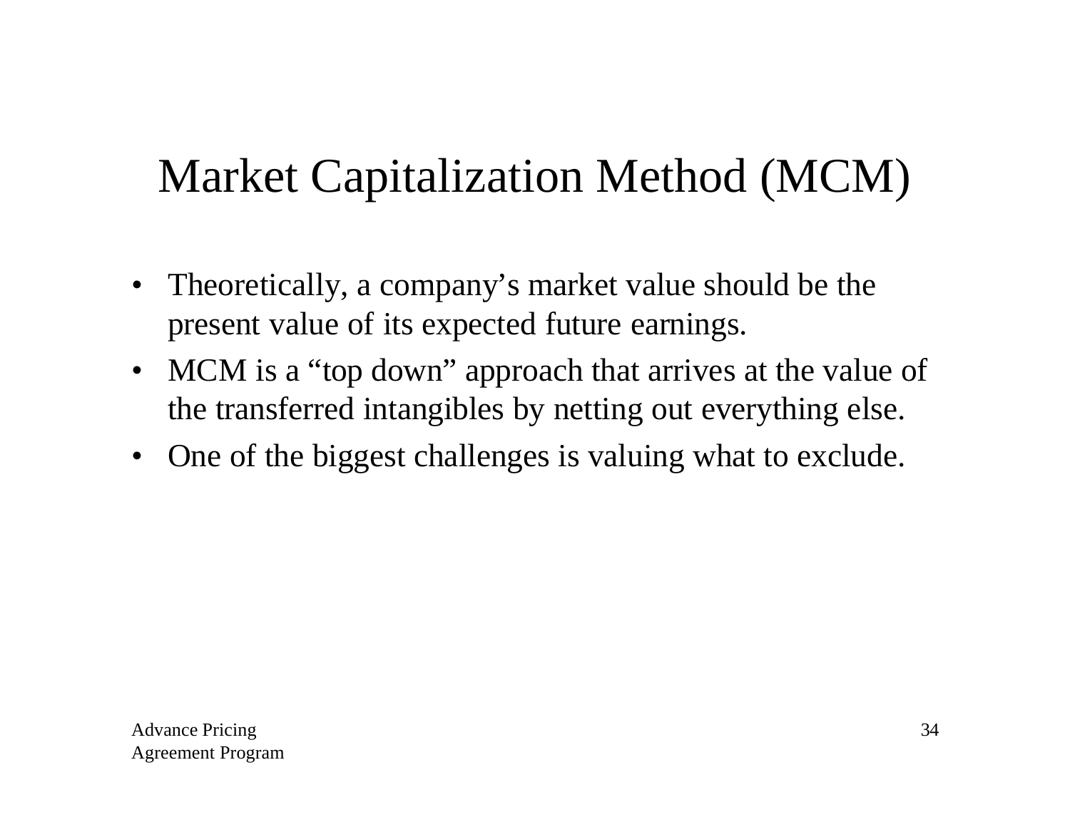# Market Capitalization Method (MCM)

- Theoretically, a company's market value should be the present value of its expected future earnings.
- MCM is a "top down" approach that arrives at the value of the transferred intangibles by netting out everything else.
- One of the biggest challenges is valuing what to exclude.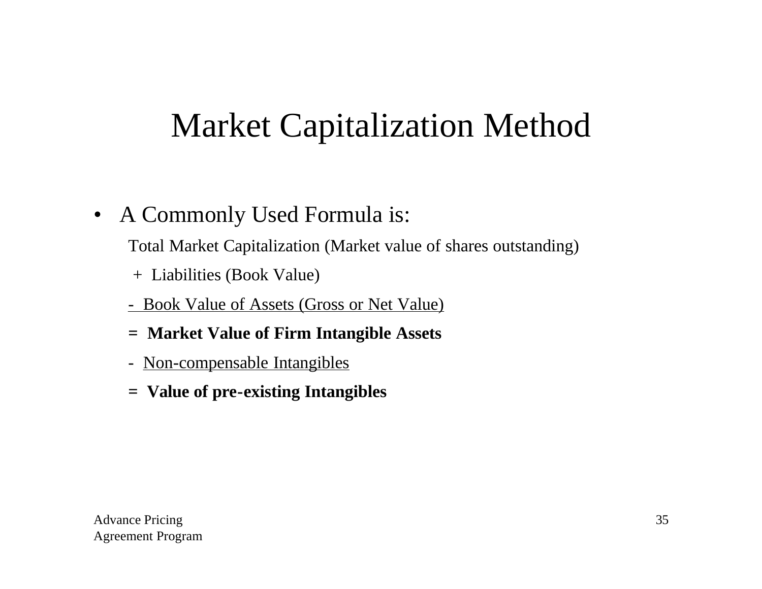# Market Capitalization Method

- A Commonly Used Formula is:

  Total Market Capitalization (Market value of shares outstanding)

  \+ Liabilities (Book Value)

  <u>- Book Value of Assets (Gross or Net Value)</u>

  **= Market Value of Firm Intangible Assets**

  \- <u>Non-compensable Intangibles</u>

  **= Value of pre-existing Intangibles**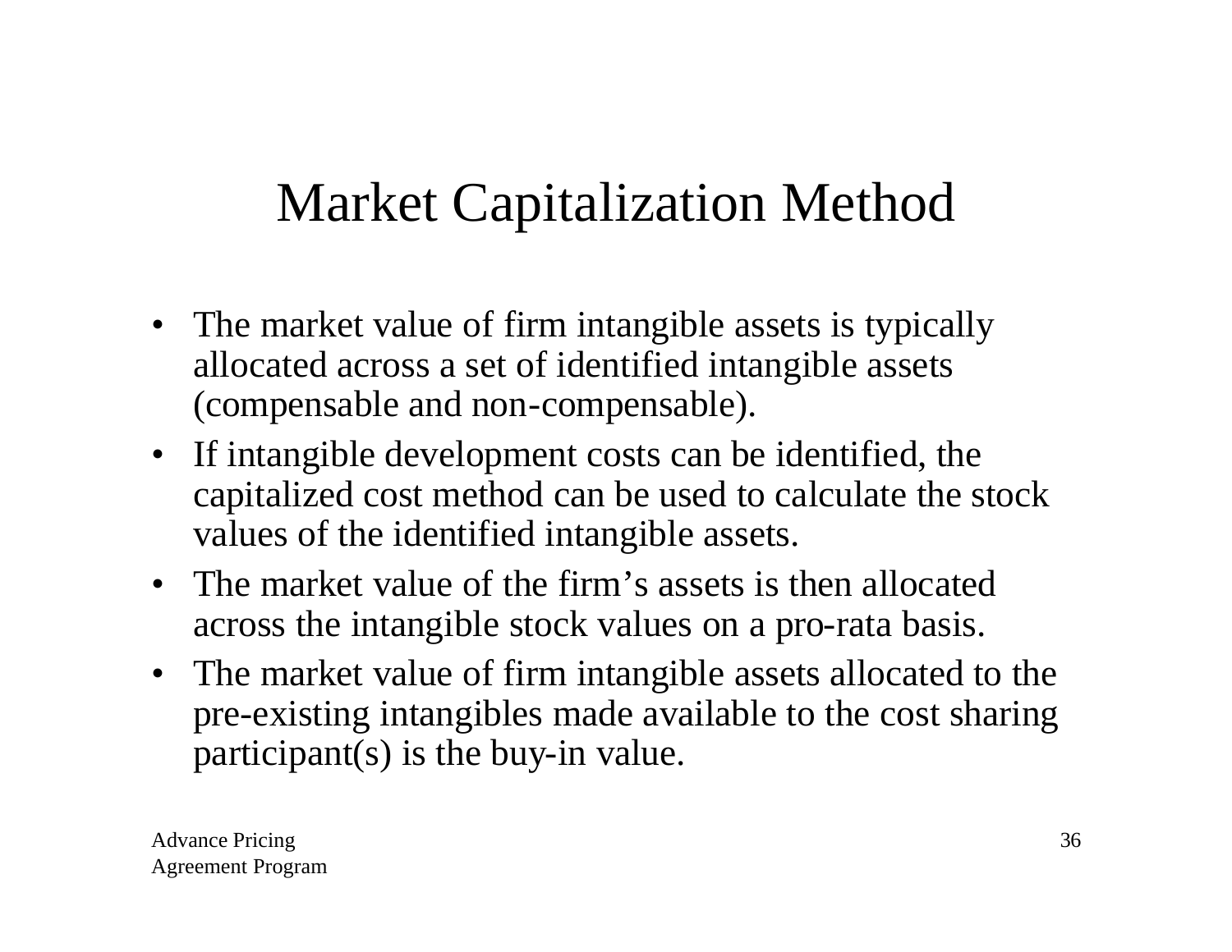# Market Capitalization Method

- The market value of firm intangible assets is typically allocated across a set of identified intangible assets (compensable and non-compensable).
- If intangible development costs can be identified, the capitalized cost method can be used to calculate the stock values of the identified intangible assets.
- The market value of the firm's assets is then allocated across the intangible stock values on a pro-rata basis.
- The market value of firm intangible assets allocated to the pre-existing intangibles made available to the cost sharing participant(s) is the buy-in value.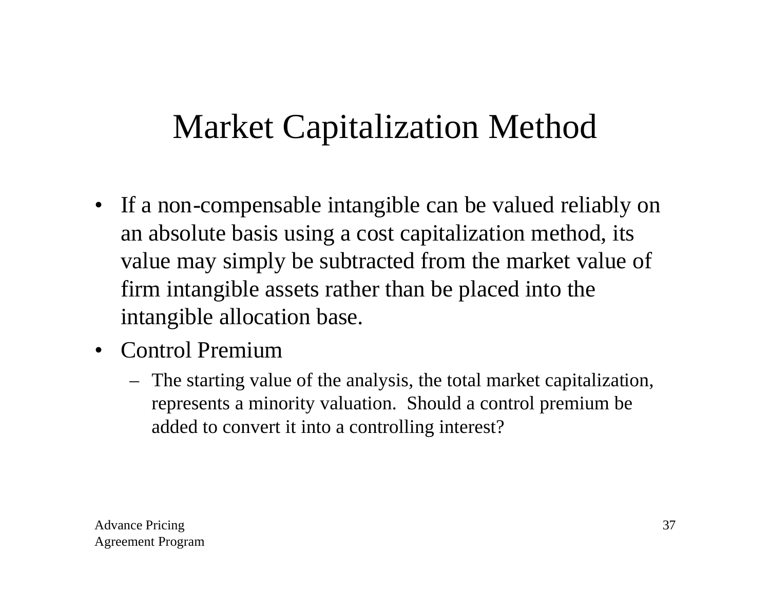# Market Capitalization Method

- If a non-compensable intangible can be valued reliably on an absolute basis using a cost capitalization method, its value may simply be subtracted from the market value of firm intangible assets rather than be placed into the intangible allocation base.
- Control Premium
  - The starting value of the analysis, the total market capitalization, represents a minority valuation. Should a control premium be added to convert it into a controlling interest?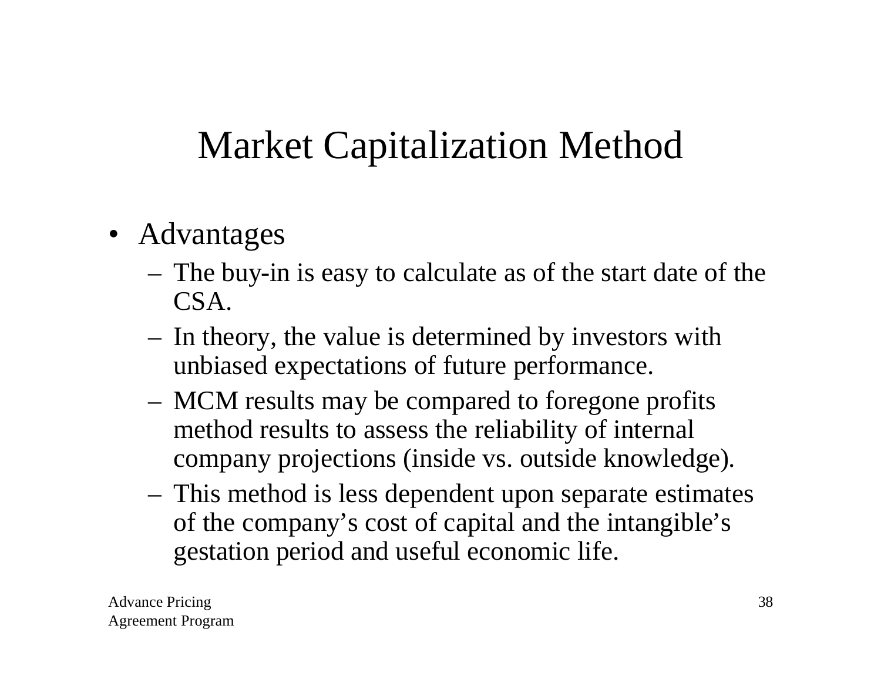# Market Capitalization Method

- Advantages
  - The buy-in is easy to calculate as of the start date of the CSA.
  - In theory, the value is determined by investors with unbiased expectations of future performance.
  - MCM results may be compared to foregone profits method results to assess the reliability of internal company projections (inside vs. outside knowledge).
  - This method is less dependent upon separate estimates of the company's cost of capital and the intangible's gestation period and useful economic life.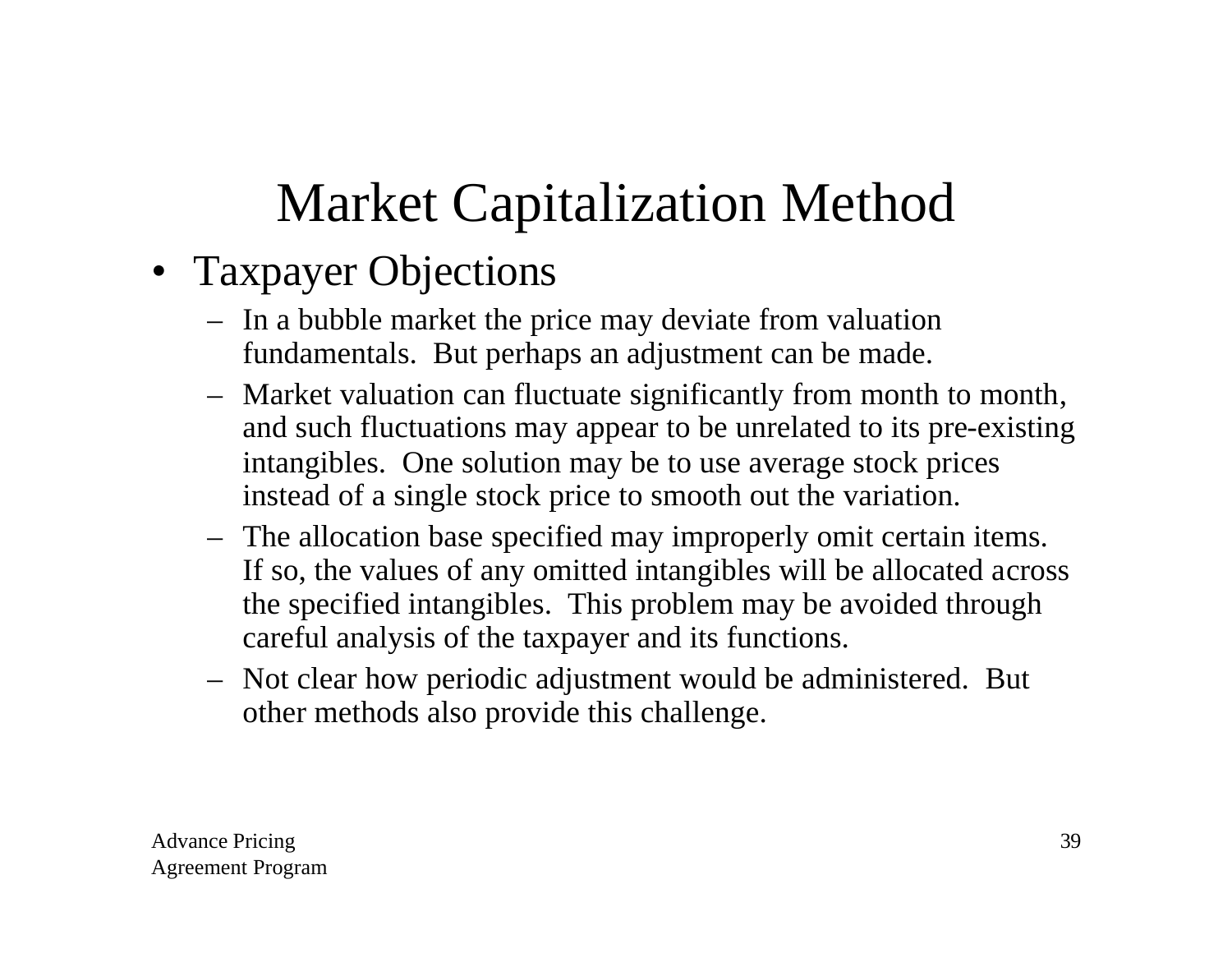# Market Capitalization Method

- Taxpayer Objections
  - In a bubble market the price may deviate from valuation fundamentals. But perhaps an adjustment can be made.
  - Market valuation can fluctuate significantly from month to month, and such fluctuations may appear to be unrelated to its pre-existing intangibles. One solution may be to use average stock prices instead of a single stock price to smooth out the variation.
  - The allocation base specified may improperly omit certain items. If so, the values of any omitted intangibles will be allocated across the specified intangibles. This problem may be avoided through careful analysis of the taxpayer and its functions.
  - Not clear how periodic adjustment would be administered. But other methods also provide this challenge.